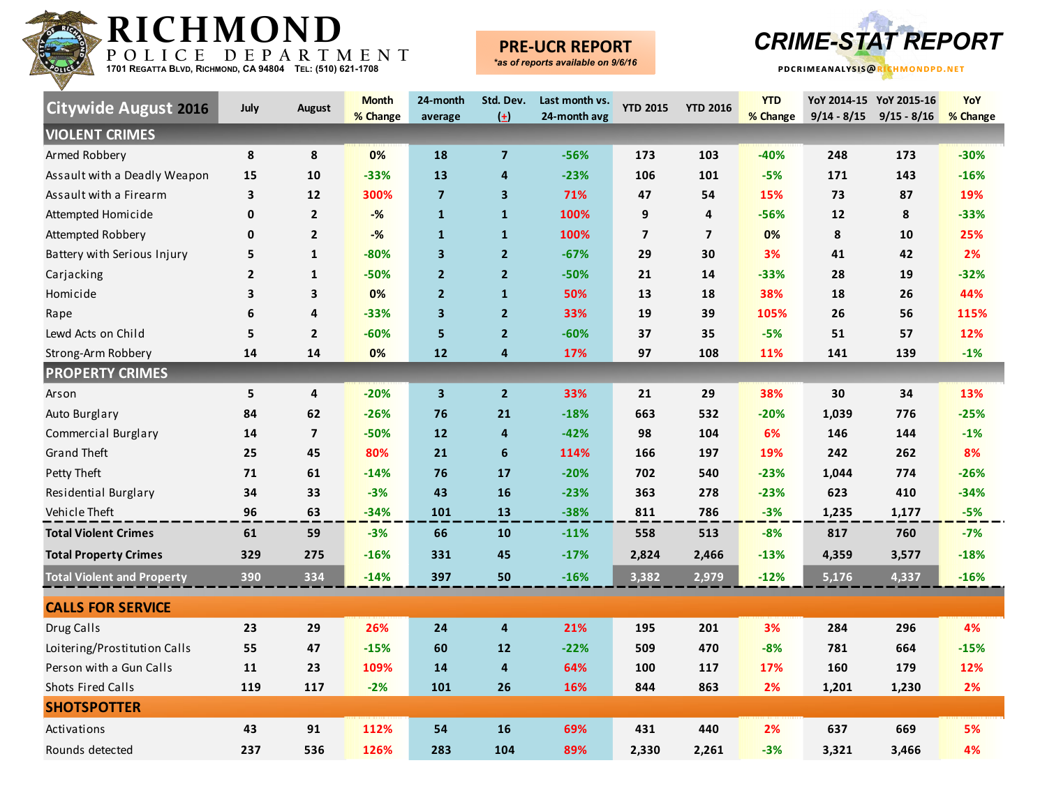# RICHMOND

POLICE DEPARTMENT

1701 Regatta Blvd, Richmond, CA 94804 Tel: (510) 621-1708

**PRE-UCR REPORT**

*\*as of reports available on 9/6/16*

## CRIME-STAT REPORT

PDCRIMEANALYSIS@RICHMONDPD.NET

| Citywide August 2016 | July | August | Month % Change | 24-month average | Std. Dev. (±) | Last month vs. 24-month avg | YTD 2015 | YTD 2016 | YTD % Change | YoY 2014-15 9/14 - 8/15 | YoY 2015-16 9/15 - 8/16 | YoY % Change |
|---|---|---|---|---|---|---|---|---|---|---|---|---|
| **VIOLENT CRIMES** | | | | | | | | | | | | |
| Armed Robbery | 8 | 8 | 0% | 18 | 7 | -56% | 173 | 103 | -40% | 248 | 173 | -30% |
| Assault with a Deadly Weapon | 15 | 10 | -33% | 13 | 4 | -23% | 106 | 101 | -5% | 171 | 143 | -16% |
| Assault with a Firearm | 3 | 12 | 300% | 7 | 3 | 71% | 47 | 54 | 15% | 73 | 87 | 19% |
| Attempted Homicide | 0 | 2 | -% | 1 | 1 | 100% | 9 | 4 | -56% | 12 | 8 | -33% |
| Attempted Robbery | 0 | 2 | -% | 1 | 1 | 100% | 7 | 7 | 0% | 8 | 10 | 25% |
| Battery with Serious Injury | 5 | 1 | -80% | 3 | 2 | -67% | 29 | 30 | 3% | 41 | 42 | 2% |
| Carjacking | 2 | 1 | -50% | 2 | 2 | -50% | 21 | 14 | -33% | 28 | 19 | -32% |
| Homicide | 3 | 3 | 0% | 2 | 1 | 50% | 13 | 18 | 38% | 18 | 26 | 44% |
| Rape | 6 | 4 | -33% | 3 | 2 | 33% | 19 | 39 | 105% | 26 | 56 | 115% |
| Lewd Acts on Child | 5 | 2 | -60% | 5 | 2 | -60% | 37 | 35 | -5% | 51 | 57 | 12% |
| Strong-Arm Robbery | 14 | 14 | 0% | 12 | 4 | 17% | 97 | 108 | 11% | 141 | 139 | -1% |
| **PROPERTY CRIMES** | | | | | | | | | | | | |
| Arson | 5 | 4 | -20% | 3 | 2 | 33% | 21 | 29 | 38% | 30 | 34 | 13% |
| Auto Burglary | 84 | 62 | -26% | 76 | 21 | -18% | 663 | 532 | -20% | 1,039 | 776 | -25% |
| Commercial Burglary | 14 | 7 | -50% | 12 | 4 | -42% | 98 | 104 | 6% | 146 | 144 | -1% |
| Grand Theft | 25 | 45 | 80% | 21 | 6 | 114% | 166 | 197 | 19% | 242 | 262 | 8% |
| Petty Theft | 71 | 61 | -14% | 76 | 17 | -20% | 702 | 540 | -23% | 1,044 | 774 | -26% |
| Residential Burglary | 34 | 33 | -3% | 43 | 16 | -23% | 363 | 278 | -23% | 623 | 410 | -34% |
| Vehicle Theft | 96 | 63 | -34% | 101 | 13 | -38% | 811 | 786 | -3% | 1,235 | 1,177 | -5% |
| **Total Violent Crimes** | 61 | 59 | -3% | 66 | 10 | -11% | 558 | 513 | -8% | 817 | 760 | -7% |
| **Total Property Crimes** | 329 | 275 | -16% | 331 | 45 | -17% | 2,824 | 2,466 | -13% | 4,359 | 3,577 | -18% |
| **Total Violent and Property** | 390 | 334 | -14% | 397 | 50 | -16% | 3,382 | 2,979 | -12% | 5,176 | 4,337 | -16% |
| **CALLS FOR SERVICE** | | | | | | | | | | | | |
| Drug Calls | 23 | 29 | 26% | 24 | 4 | 21% | 195 | 201 | 3% | 284 | 296 | 4% |
| Loitering/Prostitution Calls | 55 | 47 | -15% | 60 | 12 | -22% | 509 | 470 | -8% | 781 | 664 | -15% |
| Person with a Gun Calls | 11 | 23 | 109% | 14 | 4 | 64% | 100 | 117 | 17% | 160 | 179 | 12% |
| Shots Fired Calls | 119 | 117 | -2% | 101 | 26 | 16% | 844 | 863 | 2% | 1,201 | 1,230 | 2% |
| **SHOTSPOTTER** | | | | | | | | | | | | |
| Activations | 43 | 91 | 112% | 54 | 16 | 69% | 431 | 440 | 2% | 637 | 669 | 5% |
| Rounds detected | 237 | 536 | 126% | 283 | 104 | 89% | 2,330 | 2,261 | -3% | 3,321 | 3,466 | 4% |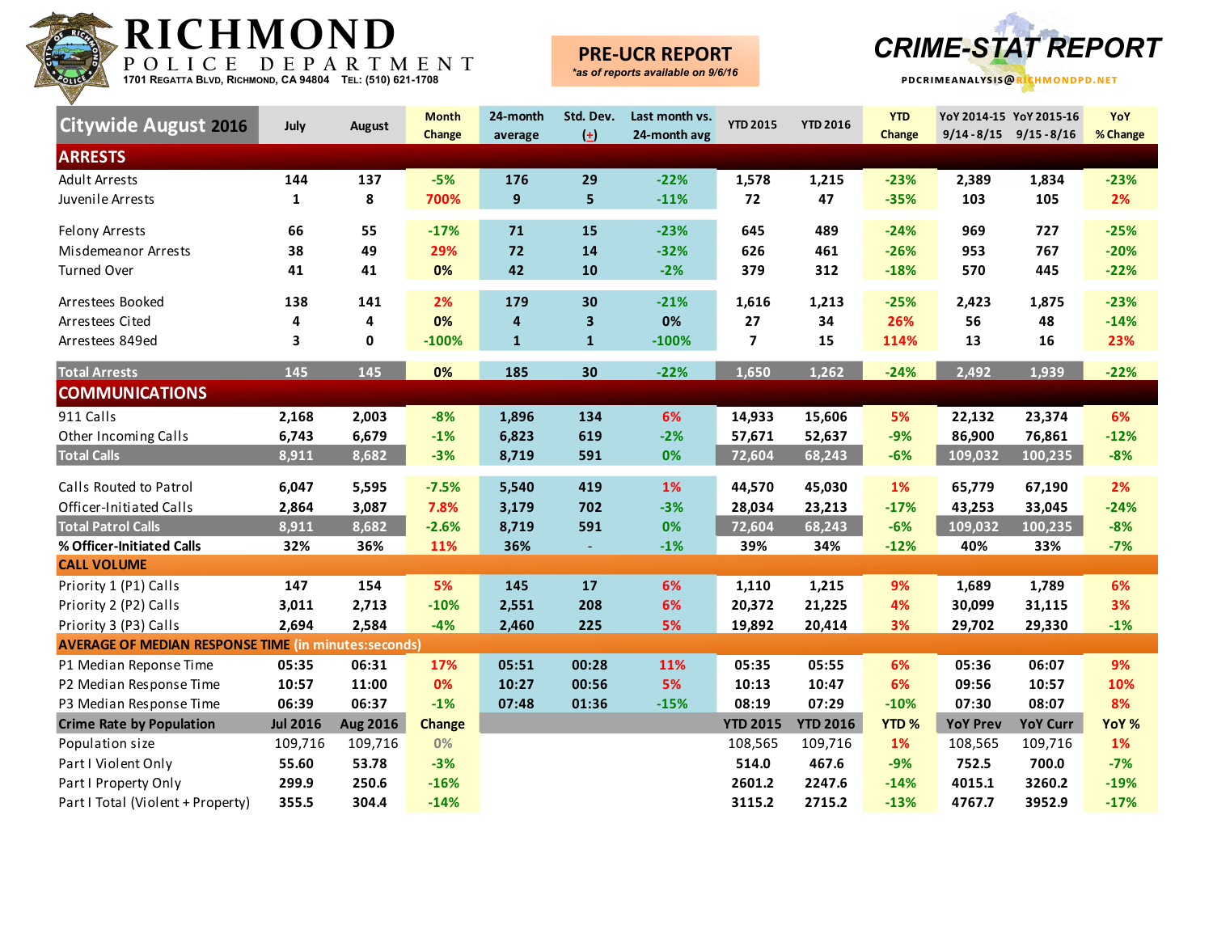# RICHMOND

POLICE DEPARTMENT

1701 Regatta Blvd, Richmond, CA 94804 Tel: (510) 621-1708

**PRE-UCR REPORT**

*as of reports available on 9/6/16*

## CRIME-STAT REPORT

PDCRIMEANALYSIS@RICHMONDPD.NET

| Citywide August 2016 | July | August | Month Change | 24-month average | Std. Dev. (±) | Last month vs. 24-month avg | YTD 2015 | YTD 2016 | YTD Change | YoY 2014-15 9/14 - 8/15 | YoY 2015-16 9/15 - 8/16 | YoY % Change |
|---|---|---|---|---|---|---|---|---|---|---|---|---|
| **ARRESTS** | | | | | | | | | | | | |
| Adult Arrests | 144 | 137 | -5% | 176 | 29 | -22% | 1,578 | 1,215 | -23% | 2,389 | 1,834 | -23% |
| Juvenile Arrests | 1 | 8 | 700% | 9 | 5 | -11% | 72 | 47 | -35% | 103 | 105 | 2% |
| Felony Arrests | 66 | 55 | -17% | 71 | 15 | -23% | 645 | 489 | -24% | 969 | 727 | -25% |
| Misdemeanor Arrests | 38 | 49 | 29% | 72 | 14 | -32% | 626 | 461 | -26% | 953 | 767 | -20% |
| Turned Over | 41 | 41 | 0% | 42 | 10 | -2% | 379 | 312 | -18% | 570 | 445 | -22% |
| Arrestees Booked | 138 | 141 | 2% | 179 | 30 | -21% | 1,616 | 1,213 | -25% | 2,423 | 1,875 | -23% |
| Arrestees Cited | 4 | 4 | 0% | 4 | 3 | 0% | 27 | 34 | 26% | 56 | 48 | -14% |
| Arrestees 849ed | 3 | 0 | -100% | 1 | 1 | -100% | 7 | 15 | 114% | 13 | 16 | 23% |
| **Total Arrests** | 145 | 145 | 0% | 185 | 30 | -22% | 1,650 | 1,262 | -24% | 2,492 | 1,939 | -22% |
| **COMMUNICATIONS** | | | | | | | | | | | | |
| 911 Calls | 2,168 | 2,003 | -8% | 1,896 | 134 | 6% | 14,933 | 15,606 | 5% | 22,132 | 23,374 | 6% |
| Other Incoming Calls | 6,743 | 6,679 | -1% | 6,823 | 619 | -2% | 57,671 | 52,637 | -9% | 86,900 | 76,861 | -12% |
| **Total Calls** | 8,911 | 8,682 | -3% | 8,719 | 591 | 0% | 72,604 | 68,243 | -6% | 109,032 | 100,235 | -8% |
| Calls Routed to Patrol | 6,047 | 5,595 | -7.5% | 5,540 | 419 | 1% | 44,570 | 45,030 | 1% | 65,779 | 67,190 | 2% |
| Officer-Initiated Calls | 2,864 | 3,087 | 7.8% | 3,179 | 702 | -3% | 28,034 | 23,213 | -17% | 43,253 | 33,045 | -24% |
| **Total Patrol Calls** | 8,911 | 8,682 | -2.6% | 8,719 | 591 | 0% | 72,604 | 68,243 | -6% | 109,032 | 100,235 | -8% |
| **% Officer-Initiated Calls** | 32% | 36% | 11% | 36% | - | -1% | 39% | 34% | -12% | 40% | 33% | -7% |
| **CALL VOLUME** | | | | | | | | | | | | |
| Priority 1 (P1) Calls | 147 | 154 | 5% | 145 | 17 | 6% | 1,110 | 1,215 | 9% | 1,689 | 1,789 | 6% |
| Priority 2 (P2) Calls | 3,011 | 2,713 | -10% | 2,551 | 208 | 6% | 20,372 | 21,225 | 4% | 30,099 | 31,115 | 3% |
| Priority 3 (P3) Calls | 2,694 | 2,584 | -4% | 2,460 | 225 | 5% | 19,892 | 20,414 | 3% | 29,702 | 29,330 | -1% |
| **AVERAGE OF MEDIAN RESPONSE TIME** (in minutes:seconds) | | | | | | | | | | | | |
| P1 Median Reponse Time | 05:35 | 06:31 | 17% | 05:51 | 00:28 | 11% | 05:35 | 05:55 | 6% | 05:36 | 06:07 | 9% |
| P2 Median Response Time | 10:57 | 11:00 | 0% | 10:27 | 00:56 | 5% | 10:13 | 10:47 | 6% | 09:56 | 10:57 | 10% |
| P3 Median Response Time | 06:39 | 06:37 | -1% | 07:48 | 01:36 | -15% | 08:19 | 07:29 | -10% | 07:30 | 08:07 | 8% |
| **Crime Rate by Population** | **Jul 2016** | **Aug 2016** | **Change** | | | | **YTD 2015** | **YTD 2016** | **YTD %** | **YoY Prev** | **YoY Curr** | **YoY %** |
| Population size | 109,716 | 109,716 | 0% | | | | 108,565 | 109,716 | 1% | 108,565 | 109,716 | 1% |
| Part I Violent Only | 55.60 | 53.78 | -3% | | | | 514.0 | 467.6 | -9% | 752.5 | 700.0 | -7% |
| Part I Property Only | 299.9 | 250.6 | -16% | | | | 2601.2 | 2247.6 | -14% | 4015.1 | 3260.2 | -19% |
| Part I Total (Violent + Property) | 355.5 | 304.4 | -14% | | | | 3115.2 | 2715.2 | -13% | 4767.7 | 3952.9 | -17% |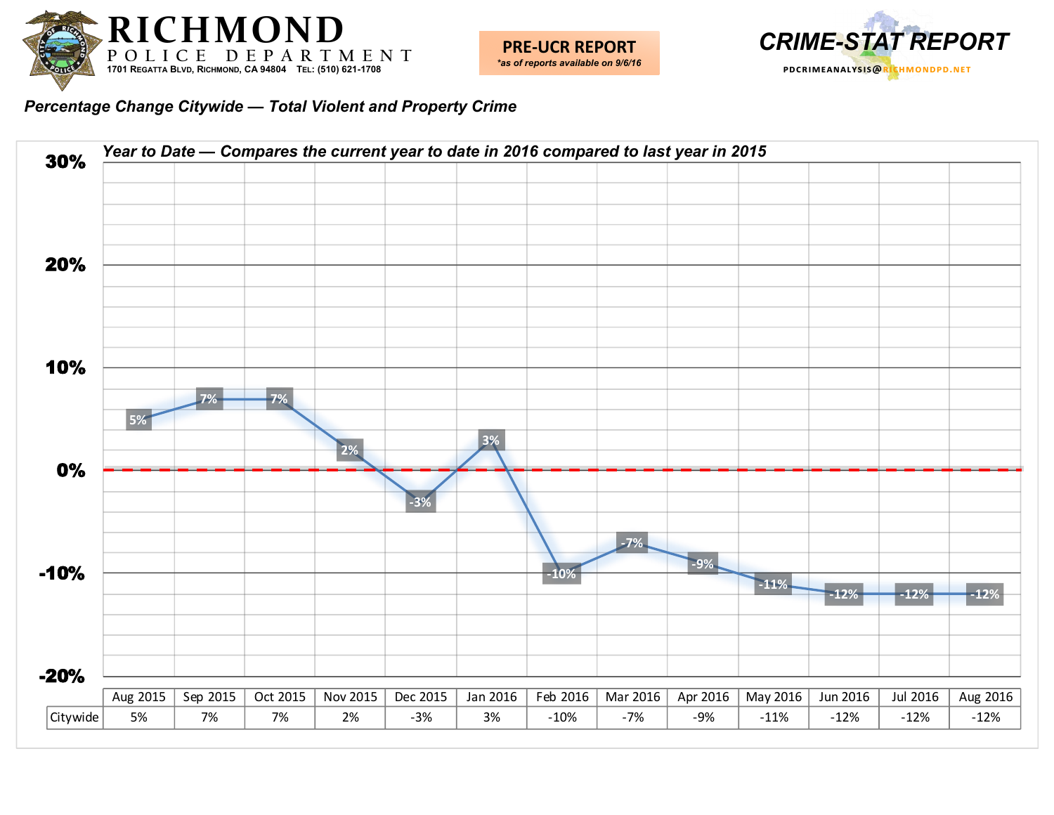# RICHMOND POLICE DEPARTMENT

1701 Regatta Blvd, Richmond, CA 94804 Tel: (510) 621-1708

**PRE-UCR REPORT**
*\*as of reports available on 9/6/16*

**CRIME-STAT REPORT**
PDCRIMEANALYSIS@RICHMONDPD.NET

## *Percentage Change Citywide — Total Violent and Property Crime*

***Year to Date — Compares the current year to date in 2016 compared to last year in 2015***

| | Aug 2015 | Sep 2015 | Oct 2015 | Nov 2015 | Dec 2015 | Jan 2016 | Feb 2016 | Mar 2016 | Apr 2016 | May 2016 | Jun 2016 | Jul 2016 | Aug 2016 |
|---|---|---|---|---|---|---|---|---|---|---|---|---|---|
| Citywide | 5% | 7% | 7% | 2% | -3% | 3% | -10% | -7% | -9% | -11% | -12% | -12% | -12% |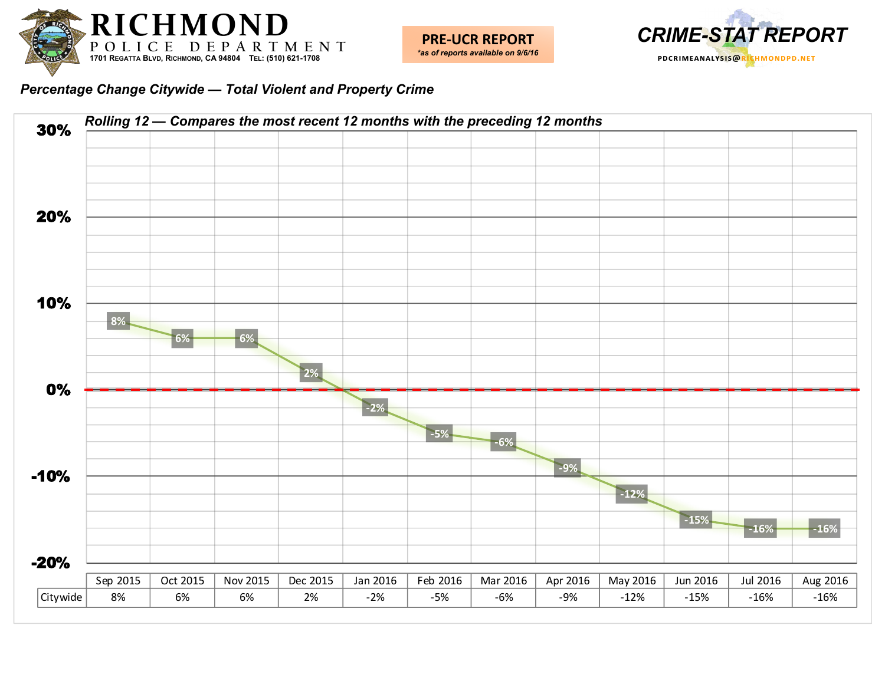# RICHMOND POLICE DEPARTMENT

1701 Regatta Blvd, Richmond, CA 94804 Tel: (510) 621-1708

**PRE-UCR REPORT**
*as of reports available on 9/6/16*

**CRIME-STAT REPORT**

PDCRIMEANALYSIS@RICHMONDPD.NET

***Percentage Change Citywide — Total Violent and Property Crime***

***Rolling 12 — Compares the most recent 12 months with the preceding 12 months***

| | Sep 2015 | Oct 2015 | Nov 2015 | Dec 2015 | Jan 2016 | Feb 2016 | Mar 2016 | Apr 2016 | May 2016 | Jun 2016 | Jul 2016 | Aug 2016 |
|---|---|---|---|---|---|---|---|---|---|---|---|---|
| Citywide | 8% | 6% | 6% | 2% | -2% | -5% | -6% | -9% | -12% | -15% | -16% | -16% |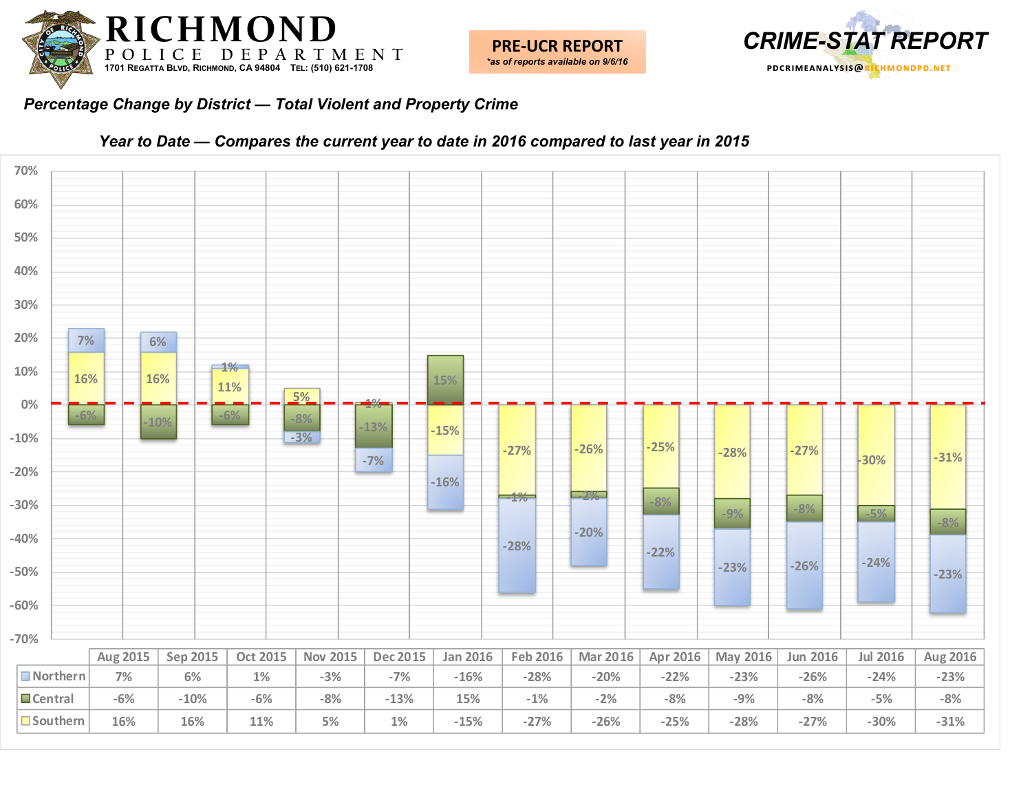# RICHMOND POLICE DEPARTMENT

1701 Regatta Blvd, Richmond, CA 94804 Tel: (510) 621-1708

**PRE-UCR REPORT**
*as of reports available on 9/6/16*

**CRIME-STAT REPORT**

PDCRIMEANALYSIS@RICHMONDPD.NET

***Percentage Change by District — Total Violent and Property Crime***

***Year to Date — Compares the current year to date in 2016 compared to last year in 2015***

| | Aug 2015 | Sep 2015 | Oct 2015 | Nov 2015 | Dec 2015 | Jan 2016 | Feb 2016 | Mar 2016 | Apr 2016 | May 2016 | Jun 2016 | Jul 2016 | Aug 2016 |
|---|---|---|---|---|---|---|---|---|---|---|---|---|---|
| Northern | 7% | 6% | 1% | -3% | -7% | -16% | -28% | -20% | -22% | -23% | -26% | -24% | -23% |
| Central | -6% | -10% | -6% | -8% | -13% | 15% | -1% | -2% | -8% | -9% | -8% | -5% | -8% |
| Southern | 16% | 16% | 11% | 5% | 1% | -15% | -27% | -26% | -25% | -28% | -27% | -30% | -31% |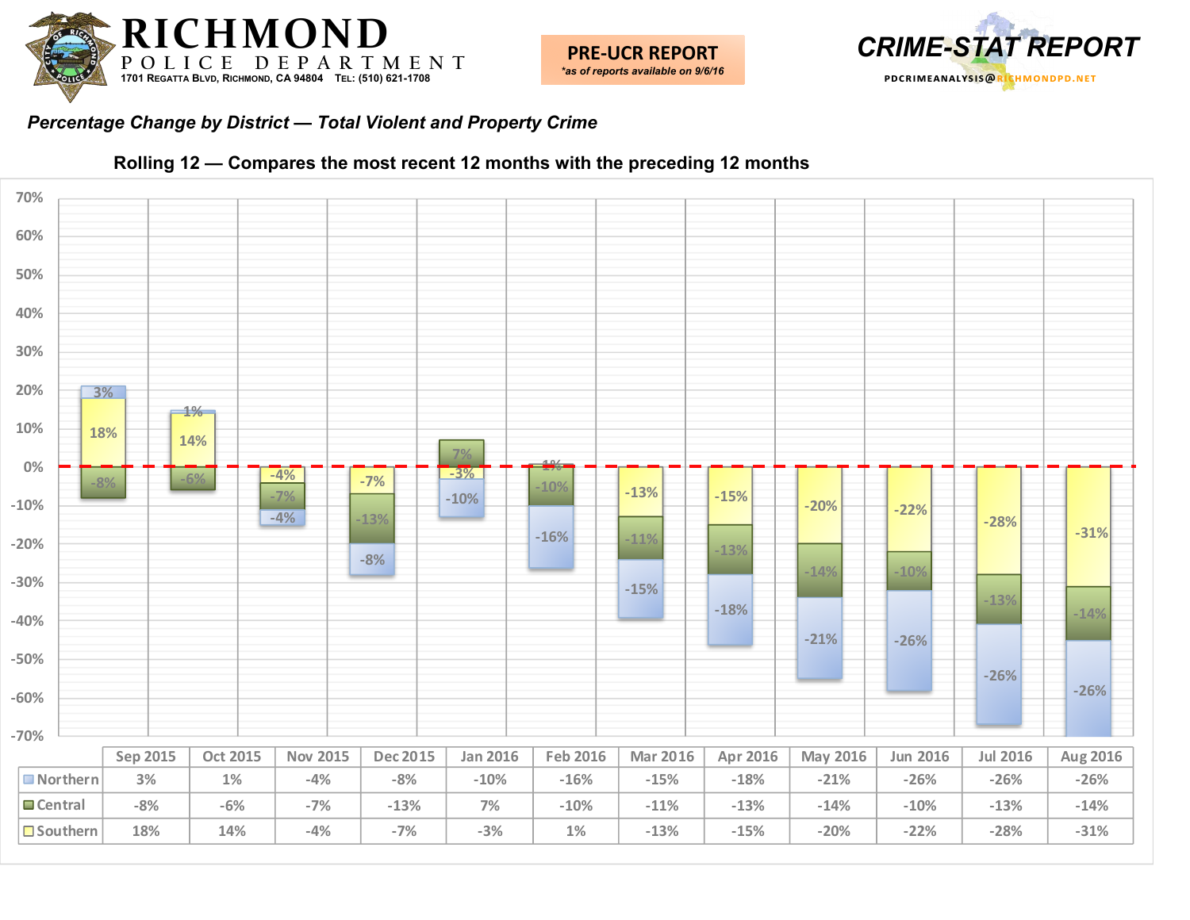# RICHMOND POLICE DEPARTMENT

1701 Regatta Blvd, Richmond, CA 94804 Tel: (510) 621-1708

**PRE-UCR REPORT**
*\*as of reports available on 9/6/16*

**CRIME-STAT REPORT**
PDCRIMEANALYSIS@RICHMONDPD.NET

## *Percentage Change by District — Total Violent and Property Crime*

### Rolling 12 — Compares the most recent 12 months with the preceding 12 months

| | Sep 2015 | Oct 2015 | Nov 2015 | Dec 2015 | Jan 2016 | Feb 2016 | Mar 2016 | Apr 2016 | May 2016 | Jun 2016 | Jul 2016 | Aug 2016 |
|---|---|---|---|---|---|---|---|---|---|---|---|---|
| Northern | 3% | 1% | -4% | -8% | -10% | -16% | -15% | -18% | -21% | -26% | -26% | -26% |
| Central | -8% | -6% | -7% | -13% | 7% | -10% | -11% | -13% | -14% | -10% | -13% | -14% |
| Southern | 18% | 14% | -4% | -7% | -3% | 1% | -13% | -15% | -20% | -22% | -28% | -31% |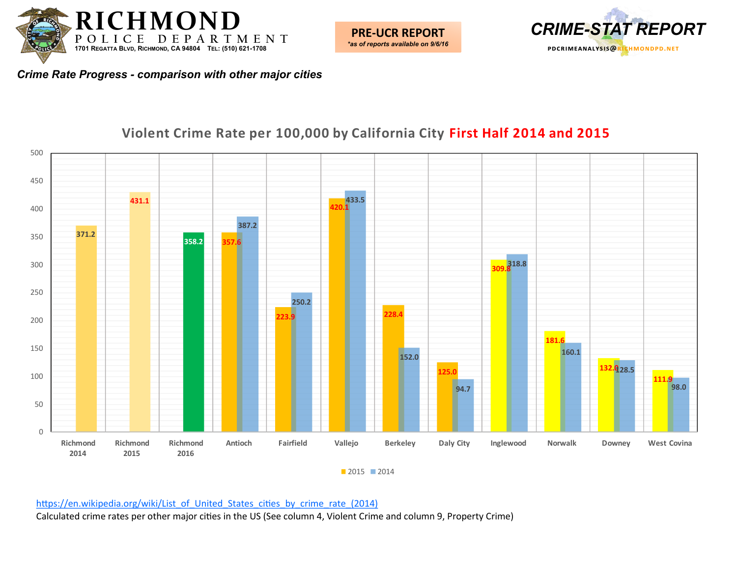# RICHMOND
POLICE DEPARTMENT
1701 Regatta Blvd, Richmond, CA 94804 Tel: (510) 621-1708

**PRE-UCR REPORT**
*\*as of reports available on 9/6/16*

**CRIME-STAT REPORT**
PDCRIMEANALYSIS@RICHMONDPD.NET

***Crime Rate Progress - comparison with other major cities***

## Violent Crime Rate per 100,000 by California City First Half 2014 and 2015

| City | 2015 | 2014 |
|---|---|---|
| Richmond 2014 | | 371.2 |
| Richmond 2015 | 431.1 | |
| Richmond 2016 | 358.2 | |
| Antioch | 357.6 | 387.2 |
| Fairfield | 223.9 | 250.2 |
| Vallejo | 420.1 | 433.5 |
| Berkeley | 228.4 | 152.0 |
| Daly City | 125.0 | 94.7 |
| Inglewood | 309.8 | 318.8 |
| Norwalk | 181.6 | 160.1 |
| Downey | 132.0 | 128.5 |
| West Covina | 111.9 | 98.0 |

https://en.wikipedia.org/wiki/List_of_United_States_cities_by_crime_rate_(2014)

Calculated crime rates per other major cities in the US (See column 4, Violent Crime and column 9, Property Crime)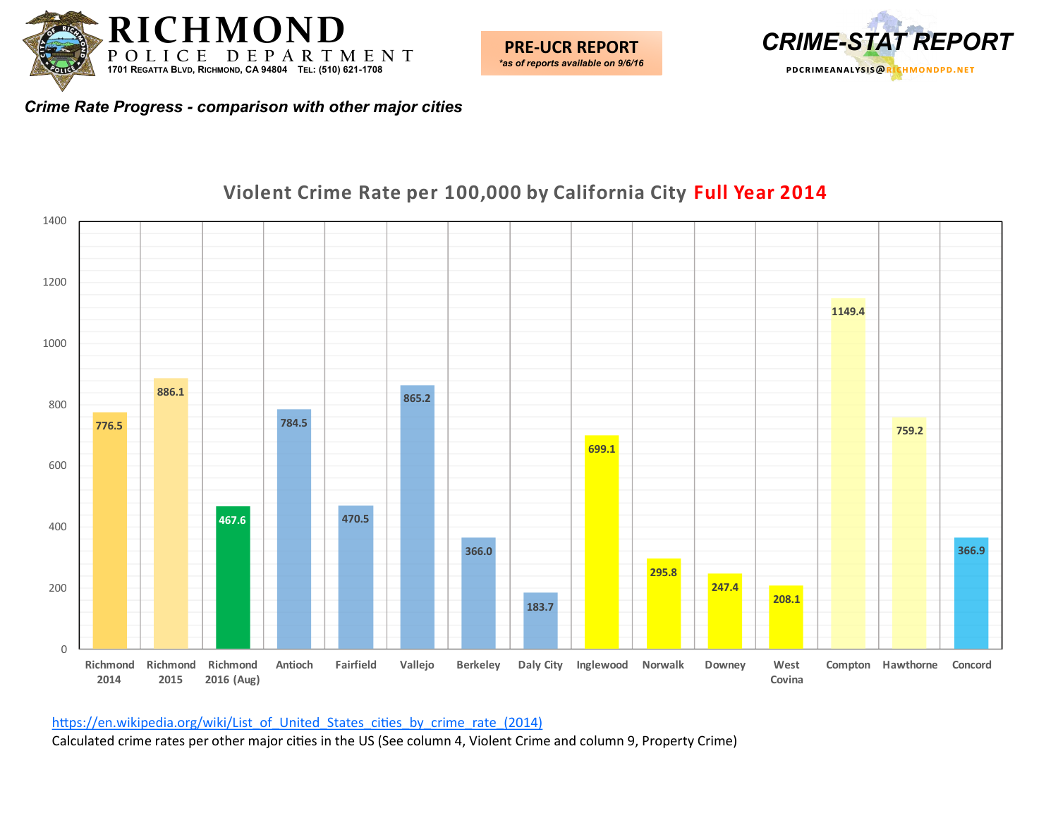# RICHMOND POLICE DEPARTMENT

1701 Regatta Blvd, Richmond, CA 94804 Tel: (510) 621-1708

**PRE-UCR REPORT**
*\*as of reports available on 9/6/16*

**CRIME-STAT REPORT**
PDCRIMEANALYSIS@RICHMONDPD.NET

***Crime Rate Progress - comparison with other major cities***

## Violent Crime Rate per 100,000 by California City Full Year 2014

| City | Violent Crime Rate per 100,000 |
|---|---|
| Richmond 2014 | 776.5 |
| Richmond 2015 | 886.1 |
| Richmond 2016 (Aug) | 467.6 |
| Antioch | 784.5 |
| Fairfield | 470.5 |
| Vallejo | 865.2 |
| Berkeley | 366.0 |
| Daly City | 183.7 |
| Inglewood | 699.1 |
| Norwalk | 295.8 |
| Downey | 247.4 |
| West Covina | 208.1 |
| Compton | 1149.4 |
| Hawthorne | 759.2 |
| Concord | 366.9 |

https://en.wikipedia.org/wiki/List_of_United_States_cities_by_crime_rate_(2014)

Calculated crime rates per other major cities in the US (See column 4, Violent Crime and column 9, Property Crime)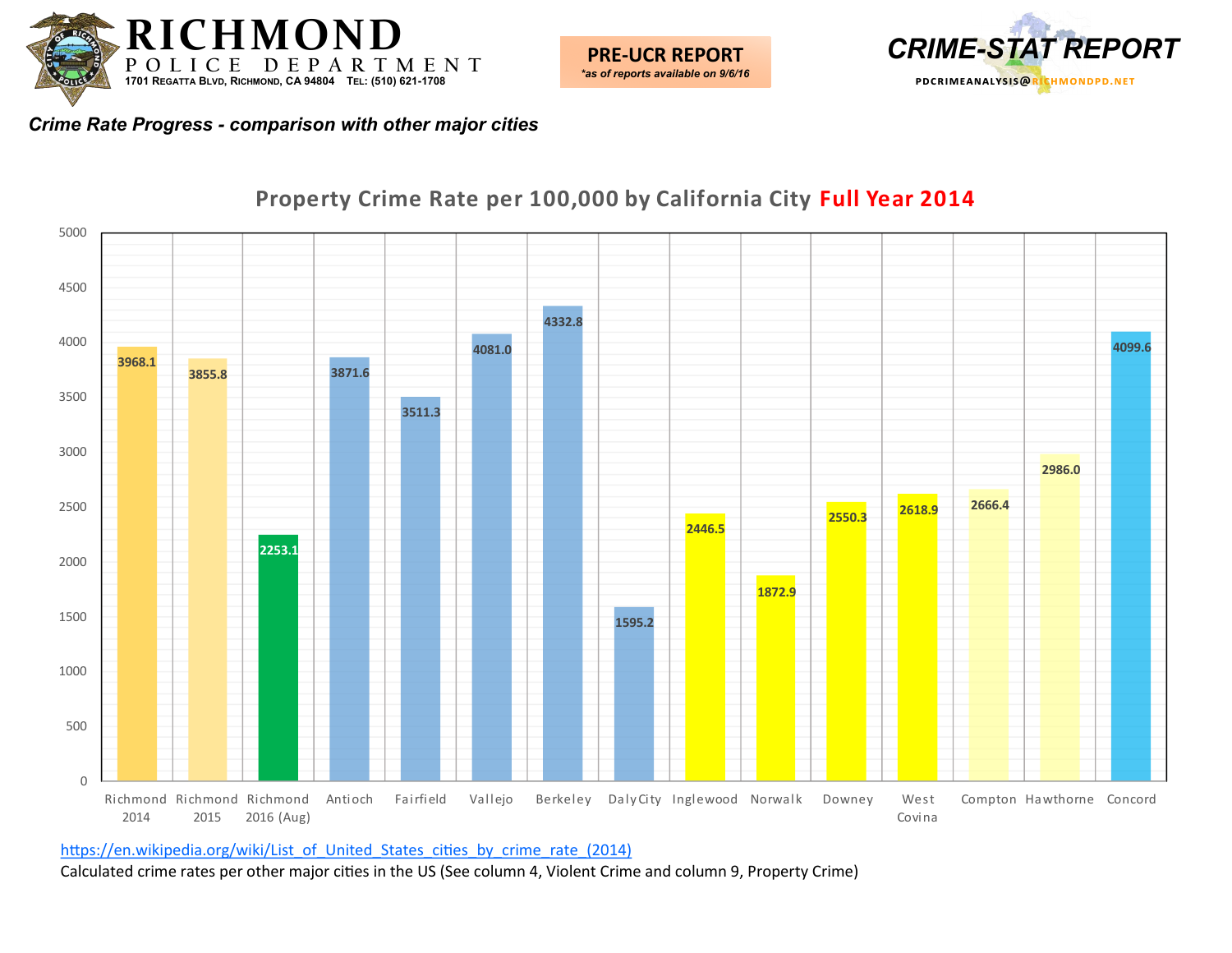# RICHMOND POLICE DEPARTMENT

1701 Regatta Blvd, Richmond, CA 94804 Tel: (510) 621-1708

**PRE-UCR REPORT**
*as of reports available on 9/6/16*

**CRIME-STAT REPORT**
PDCRIMEANALYSIS@RICHMONDPD.NET

***Crime Rate Progress - comparison with other major cities***

## Property Crime Rate per 100,000 by California City Full Year 2014

| City | Property Crime Rate per 100,000 |
|---|---|
| Richmond 2014 | 3968.1 |
| Richmond 2015 | 3855.8 |
| Richmond 2016 (Aug) | 2253.1 |
| Antioch | 3871.6 |
| Fairfield | 3511.3 |
| Vallejo | 4081.0 |
| Berkeley | 4332.8 |
| Daly City | 1595.2 |
| Inglewood | 2446.5 |
| Norwalk | 1872.9 |
| Downey | 2550.3 |
| West Covina | 2618.9 |
| Compton | 2666.4 |
| Hawthorne | 2986.0 |
| Concord | 4099.6 |

https://en.wikipedia.org/wiki/List_of_United_States_cities_by_crime_rate_(2014)

Calculated crime rates per other major cities in the US (See column 4, Violent Crime and column 9, Property Crime)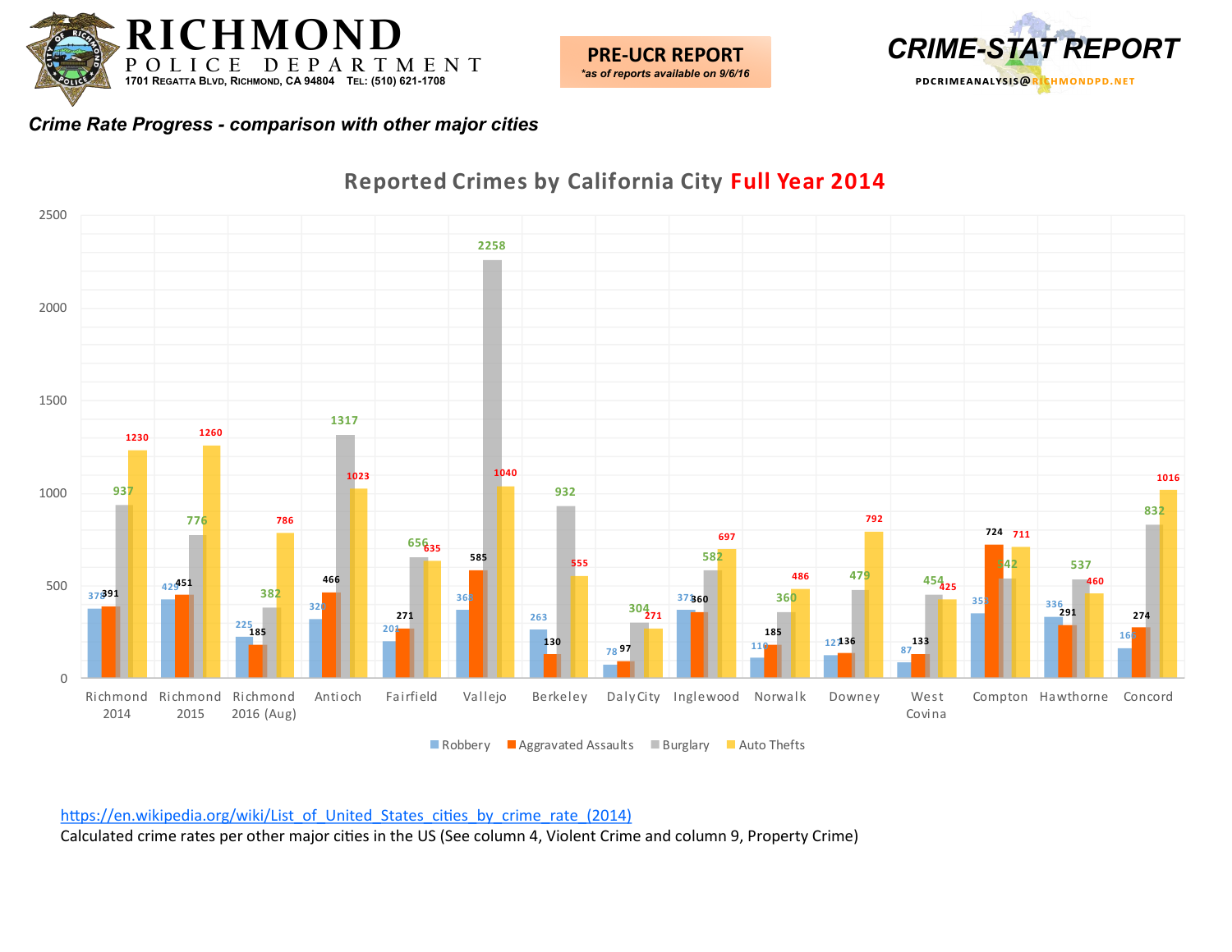# RICHMOND POLICE DEPARTMENT

1701 Regatta Blvd, Richmond, CA 94804 Tel: (510) 621-1708

**PRE-UCR REPORT**
*\*as of reports available on 9/6/16*

**CRIME-STAT REPORT**
PDCRIMEANALYSIS@RICHMONDPD.NET

***Crime Rate Progress - comparison with other major cities***

## Reported Crimes by California City Full Year 2014

| City | Robbery | Aggravated Assaults | Burglary | Auto Thefts |
|---|---|---|---|---|
| Richmond 2014 | 378 | 391 | 937 | 1230 |
| Richmond 2015 | 429 | 451 | 776 | 1260 |
| Richmond 2016 (Aug) | 225 | 185 | 382 | 786 |
| Antioch | 320 | 466 | 1317 | 1023 |
| Fairfield | 201 | 271 | 656 | 635 |
| Vallejo | 368 | 585 | 2258 | 1040 |
| Berkeley | 263 | 130 | 932 | 555 |
| Daly City | 78 | 97 | 304 | 271 |
| Inglewood | 373 | 360 | 582 | 697 |
| Norwalk | 110 | 185 | 360 | 486 |
| Downey | 127 | 136 | 479 | 792 |
| West Covina | 87 | 133 | 454 | 425 |
| Compton | 353 | 724 | 542 | 711 |
| Hawthorne | 336 | 291 | 537 | 460 |
| Concord | 166 | 274 | 832 | 1016 |

https://en.wikipedia.org/wiki/List_of_United_States_cities_by_crime_rate_(2014)

Calculated crime rates per other major cities in the US (See column 4, Violent Crime and column 9, Property Crime)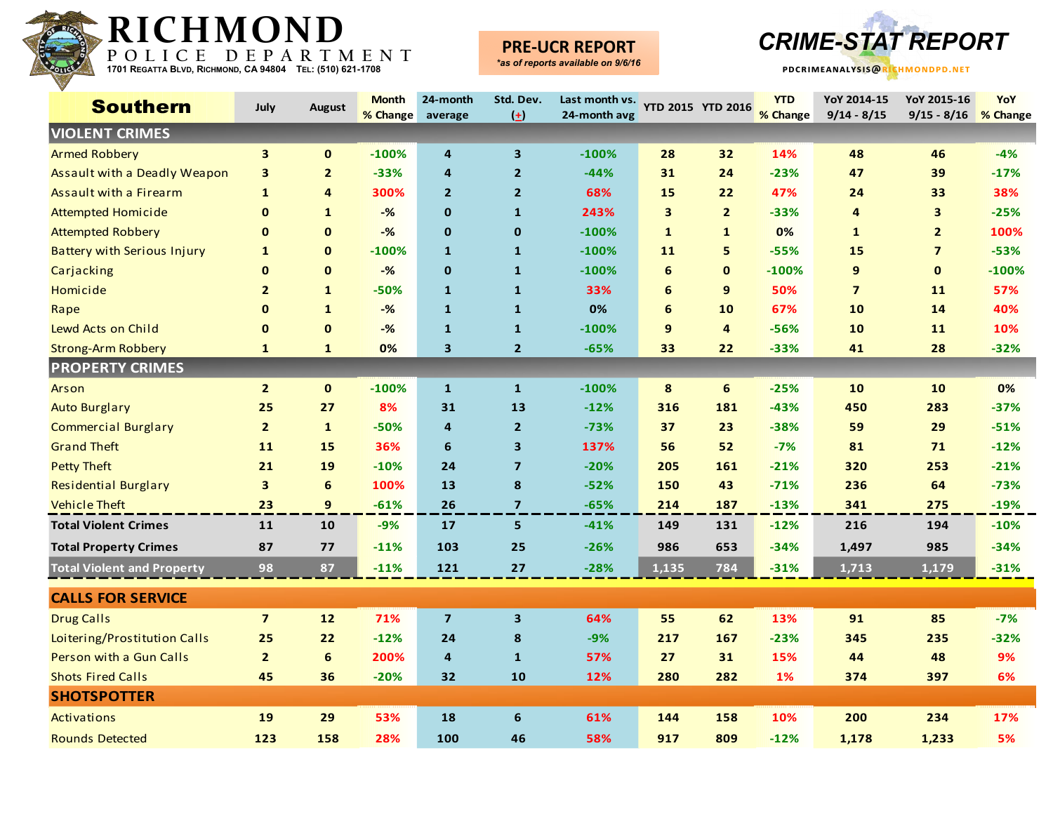# RICHMOND

POLICE DEPARTMENT

1701 Regatta Blvd, Richmond, CA 94804 Tel: (510) 621-1708

**PRE-UCR REPORT**

*as of reports available on 9/6/16*

**CRIME-STAT REPORT**

PDCRIMEANALYSIS@RICHMONDPD.NET

| Southern | July | August | Month % Change | 24-month average | Std. Dev. (±) | Last month vs. 24-month avg | YTD 2015 | YTD 2016 | YTD % Change | YoY 2014-15 9/14 - 8/15 | YoY 2015-16 9/15 - 8/16 | YoY % Change |
|---|---|---|---|---|---|---|---|---|---|---|---|---|
| **VIOLENT CRIMES** | | | | | | | | | | | | |
| Armed Robbery | 3 | 0 | -100% | 4 | 3 | -100% | 28 | 32 | 14% | 48 | 46 | -4% |
| Assault with a Deadly Weapon | 3 | 2 | -33% | 4 | 2 | -44% | 31 | 24 | -23% | 47 | 39 | -17% |
| Assault with a Firearm | 1 | 4 | 300% | 2 | 2 | 68% | 15 | 22 | 47% | 24 | 33 | 38% |
| Attempted Homicide | 0 | 1 | -% | 0 | 1 | 243% | 3 | 2 | -33% | 4 | 3 | -25% |
| Attempted Robbery | 0 | 0 | -% | 0 | 0 | -100% | 1 | 1 | 0% | 1 | 2 | 100% |
| Battery with Serious Injury | 1 | 0 | -100% | 1 | 1 | -100% | 11 | 5 | -55% | 15 | 7 | -53% |
| Carjacking | 0 | 0 | -% | 0 | 1 | -100% | 6 | 0 | -100% | 9 | 0 | -100% |
| Homicide | 2 | 1 | -50% | 1 | 1 | 33% | 6 | 9 | 50% | 7 | 11 | 57% |
| Rape | 0 | 1 | -% | 1 | 1 | 0% | 6 | 10 | 67% | 10 | 14 | 40% |
| Lewd Acts on Child | 0 | 0 | -% | 1 | 1 | -100% | 9 | 4 | -56% | 10 | 11 | 10% |
| Strong-Arm Robbery | 1 | 1 | 0% | 3 | 2 | -65% | 33 | 22 | -33% | 41 | 28 | -32% |
| **PROPERTY CRIMES** | | | | | | | | | | | | |
| Arson | 2 | 0 | -100% | 1 | 1 | -100% | 8 | 6 | -25% | 10 | 10 | 0% |
| Auto Burglary | 25 | 27 | 8% | 31 | 13 | -12% | 316 | 181 | -43% | 450 | 283 | -37% |
| Commercial Burglary | 2 | 1 | -50% | 4 | 2 | -73% | 37 | 23 | -38% | 59 | 29 | -51% |
| Grand Theft | 11 | 15 | 36% | 6 | 3 | 137% | 56 | 52 | -7% | 81 | 71 | -12% |
| Petty Theft | 21 | 19 | -10% | 24 | 7 | -20% | 205 | 161 | -21% | 320 | 253 | -21% |
| Residential Burglary | 3 | 6 | 100% | 13 | 8 | -52% | 150 | 43 | -71% | 236 | 64 | -73% |
| Vehicle Theft | 23 | 9 | -61% | 26 | 7 | -65% | 214 | 187 | -13% | 341 | 275 | -19% |
| **Total Violent Crimes** | 11 | 10 | -9% | 17 | 5 | -41% | 149 | 131 | -12% | 216 | 194 | -10% |
| **Total Property Crimes** | 87 | 77 | -11% | 103 | 25 | -26% | 986 | 653 | -34% | 1,497 | 985 | -34% |
| **Total Violent and Property** | 98 | 87 | -11% | 121 | 27 | -28% | 1,135 | 784 | -31% | 1,713 | 1,179 | -31% |
| **CALLS FOR SERVICE** | | | | | | | | | | | | |
| Drug Calls | 7 | 12 | 71% | 7 | 3 | 64% | 55 | 62 | 13% | 91 | 85 | -7% |
| Loitering/Prostitution Calls | 25 | 22 | -12% | 24 | 8 | -9% | 217 | 167 | -23% | 345 | 235 | -32% |
| Person with a Gun Calls | 2 | 6 | 200% | 4 | 1 | 57% | 27 | 31 | 15% | 44 | 48 | 9% |
| Shots Fired Calls | 45 | 36 | -20% | 32 | 10 | 12% | 280 | 282 | 1% | 374 | 397 | 6% |
| **SHOTSPOTTER** | | | | | | | | | | | | |
| Activations | 19 | 29 | 53% | 18 | 6 | 61% | 144 | 158 | 10% | 200 | 234 | 17% |
| Rounds Detected | 123 | 158 | 28% | 100 | 46 | 58% | 917 | 809 | -12% | 1,178 | 1,233 | 5% |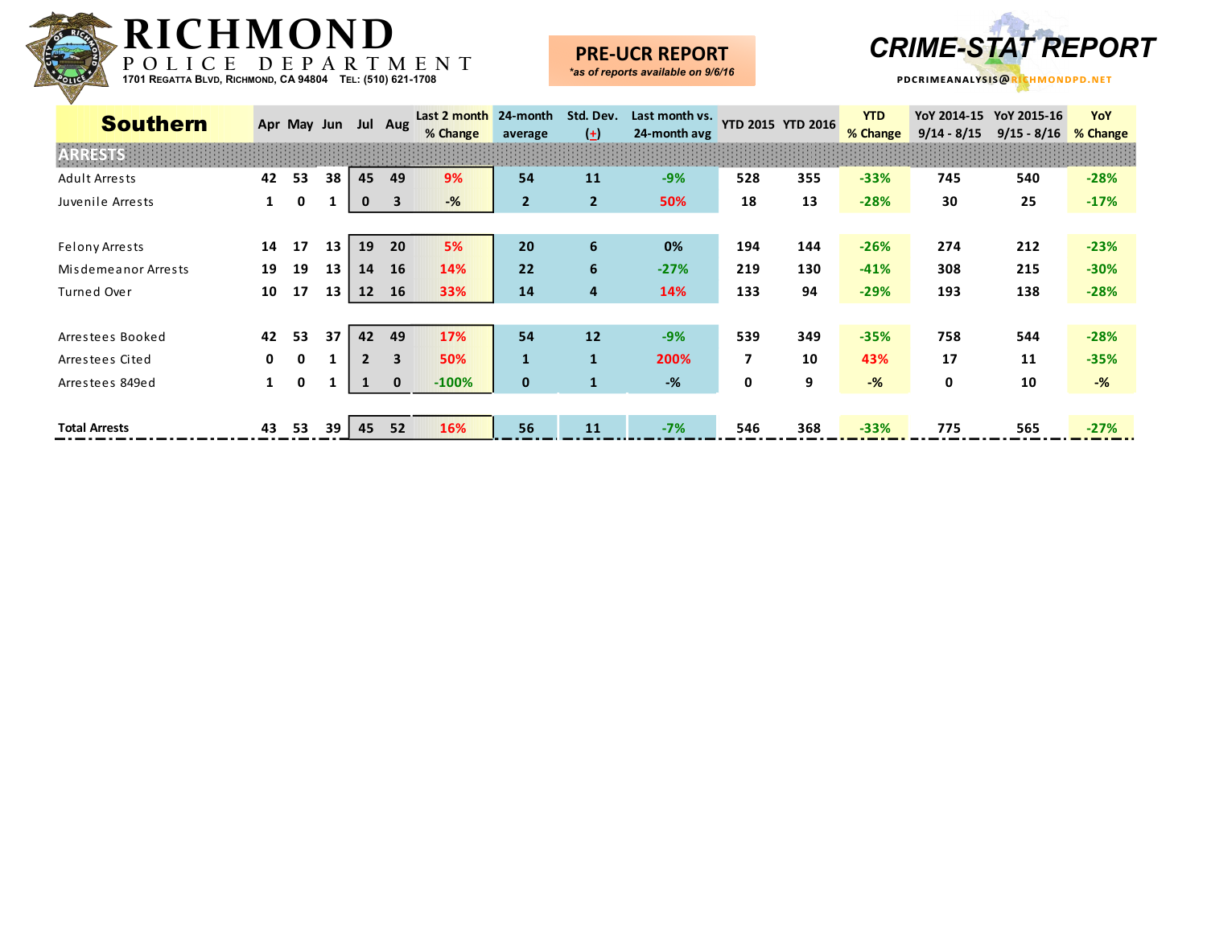# RICHMOND POLICE DEPARTMENT

1701 Regatta Blvd, Richmond, CA 94804 Tel: (510) 621-1708

**PRE-UCR REPORT**
*\*as of reports available on 9/6/16*

**CRIME-STAT REPORT**
PDCRIMEANALYSIS@RICHMONDPD.NET

| Southern | Apr | May | Jun | Jul | Aug | Last 2 month % Change | 24-month average | Std. Dev. (±) | Last month vs. 24-month avg | YTD 2015 | YTD 2016 | YTD % Change | YoY 2014-15 9/14 - 8/15 | YoY 2015-16 9/15 - 8/16 | YoY % Change |
|---|---|---|---|---|---|---|---|---|---|---|---|---|---|---|---|
| **ARRESTS** | | | | | | | | | | | | | | | |
| Adult Arrests | 42 | 53 | 38 | 45 | 49 | 9% | 54 | 11 | -9% | 528 | 355 | -33% | 745 | 540 | -28% |
| Juvenile Arrests | 1 | 0 | 1 | 0 | 3 | -% | 2 | 2 | 50% | 18 | 13 | -28% | 30 | 25 | -17% |
| Felony Arrests | 14 | 17 | 13 | 19 | 20 | 5% | 20 | 6 | 0% | 194 | 144 | -26% | 274 | 212 | -23% |
| Misdemeanor Arrests | 19 | 19 | 13 | 14 | 16 | 14% | 22 | 6 | -27% | 219 | 130 | -41% | 308 | 215 | -30% |
| Turned Over | 10 | 17 | 13 | 12 | 16 | 33% | 14 | 4 | 14% | 133 | 94 | -29% | 193 | 138 | -28% |
| Arrestees Booked | 42 | 53 | 37 | 42 | 49 | 17% | 54 | 12 | -9% | 539 | 349 | -35% | 758 | 544 | -28% |
| Arrestees Cited | 0 | 0 | 1 | 2 | 3 | 50% | 1 | 1 | 200% | 7 | 10 | 43% | 17 | 11 | -35% |
| Arrestees 849ed | 1 | 0 | 1 | 1 | 0 | -100% | 0 | 1 | -% | 0 | 9 | -% | 0 | 10 | -% |
| **Total Arrests** | 43 | 53 | 39 | 45 | 52 | 16% | 56 | 11 | -7% | 546 | 368 | -33% | 775 | 565 | -27% |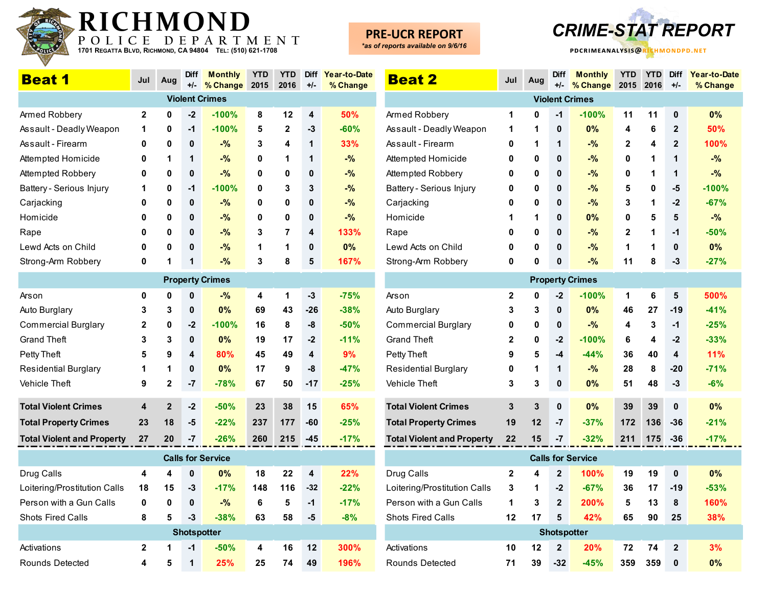# RICHMOND

POLICE DEPARTMENT

1701 Regatta Blvd, Richmond, CA 94804 Tel: (510) 621-1708

**PRE-UCR REPORT**
*as of reports available on 9/6/16

## CRIME-STAT REPORT

PDCRIMEANALYSIS@RICHMONDPD.NET

## Beat 1

| Beat 1 | Jul | Aug | Diff +/- | Monthly % Change | YTD 2015 | YTD 2016 | Diff +/- | Year-to-Date % Change |
|---|---|---|---|---|---|---|---|---|
| **Violent Crimes** | | | | | | | | |
| Armed Robbery | 2 | 0 | -2 | -100% | 8 | 12 | 4 | 50% |
| Assault - Deadly Weapon | 1 | 0 | -1 | -100% | 5 | 2 | -3 | -60% |
| Assault - Firearm | 0 | 0 | 0 | -% | 3 | 4 | 1 | 33% |
| Attempted Homicide | 0 | 1 | 1 | -% | 0 | 1 | 1 | -% |
| Attempted Robbery | 0 | 0 | 0 | -% | 0 | 0 | 0 | -% |
| Battery - Serious Injury | 1 | 0 | -1 | -100% | 0 | 3 | 3 | -% |
| Carjacking | 0 | 0 | 0 | -% | 0 | 0 | 0 | -% |
| Homicide | 0 | 0 | 0 | -% | 0 | 0 | 0 | -% |
| Rape | 0 | 0 | 0 | -% | 3 | 7 | 4 | 133% |
| Lewd Acts on Child | 0 | 0 | 0 | -% | 1 | 1 | 0 | 0% |
| Strong-Arm Robbery | 0 | 1 | 1 | -% | 3 | 8 | 5 | 167% |
| **Property Crimes** | | | | | | | | |
| Arson | 0 | 0 | 0 | -% | 4 | 1 | -3 | -75% |
| Auto Burglary | 3 | 3 | 0 | 0% | 69 | 43 | -26 | -38% |
| Commercial Burglary | 2 | 0 | -2 | -100% | 16 | 8 | -8 | -50% |
| Grand Theft | 3 | 3 | 0 | 0% | 19 | 17 | -2 | -11% |
| Petty Theft | 5 | 9 | 4 | 80% | 45 | 49 | 4 | 9% |
| Residential Burglary | 1 | 1 | 0 | 0% | 17 | 9 | -8 | -47% |
| Vehicle Theft | 9 | 2 | -7 | -78% | 67 | 50 | -17 | -25% |
| **Total Violent Crimes** | 4 | 2 | -2 | -50% | 23 | 38 | 15 | 65% |
| **Total Property Crimes** | 23 | 18 | -5 | -22% | 237 | 177 | -60 | -25% |
| **Total Violent and Property** | 27 | 20 | -7 | -26% | 260 | 215 | -45 | -17% |
| **Calls for Service** | | | | | | | | |
| Drug Calls | 4 | 4 | 0 | 0% | 18 | 22 | 4 | 22% |
| Loitering/Prostitution Calls | 18 | 15 | -3 | -17% | 148 | 116 | -32 | -22% |
| Person with a Gun Calls | 0 | 0 | 0 | -% | 6 | 5 | -1 | -17% |
| Shots Fired Calls | 8 | 5 | -3 | -38% | 63 | 58 | -5 | -8% |
| **Shotspotter** | | | | | | | | |
| Activations | 2 | 1 | -1 | -50% | 4 | 16 | 12 | 300% |
| Rounds Detected | 4 | 5 | 1 | 25% | 25 | 74 | 49 | 196% |

## Beat 2

| Beat 2 | Jul | Aug | Diff +/- | Monthly % Change | YTD 2015 | YTD 2016 | Diff +/- | Year-to-Date % Change |
|---|---|---|---|---|---|---|---|---|
| **Violent Crimes** | | | | | | | | |
| Armed Robbery | 1 | 0 | -1 | -100% | 11 | 11 | 0 | 0% |
| Assault - Deadly Weapon | 1 | 1 | 0 | 0% | 4 | 6 | 2 | 50% |
| Assault - Firearm | 0 | 1 | 1 | -% | 2 | 4 | 2 | 100% |
| Attempted Homicide | 0 | 0 | 0 | -% | 0 | 1 | 1 | -% |
| Attempted Robbery | 0 | 0 | 0 | -% | 0 | 1 | 1 | -% |
| Battery - Serious Injury | 0 | 0 | 0 | -% | 5 | 0 | -5 | -100% |
| Carjacking | 0 | 0 | 0 | -% | 3 | 1 | -2 | -67% |
| Homicide | 1 | 1 | 0 | 0% | 0 | 5 | 5 | -% |
| Rape | 0 | 0 | 0 | -% | 2 | 1 | -1 | -50% |
| Lewd Acts on Child | 0 | 0 | 0 | -% | 1 | 1 | 0 | 0% |
| Strong-Arm Robbery | 0 | 0 | 0 | -% | 11 | 8 | -3 | -27% |
| **Property Crimes** | | | | | | | | |
| Arson | 2 | 0 | -2 | -100% | 1 | 6 | 5 | 500% |
| Auto Burglary | 3 | 3 | 0 | 0% | 46 | 27 | -19 | -41% |
| Commercial Burglary | 0 | 0 | 0 | -% | 4 | 3 | -1 | -25% |
| Grand Theft | 2 | 0 | -2 | -100% | 6 | 4 | -2 | -33% |
| Petty Theft | 9 | 5 | -4 | -44% | 36 | 40 | 4 | 11% |
| Residential Burglary | 0 | 1 | 1 | -% | 28 | 8 | -20 | -71% |
| Vehicle Theft | 3 | 3 | 0 | 0% | 51 | 48 | -3 | -6% |
| **Total Violent Crimes** | 3 | 3 | 0 | 0% | 39 | 39 | 0 | 0% |
| **Total Property Crimes** | 19 | 12 | -7 | -37% | 172 | 136 | -36 | -21% |
| **Total Violent and Property** | 22 | 15 | -7 | -32% | 211 | 175 | -36 | -17% |
| **Calls for Service** | | | | | | | | |
| Drug Calls | 2 | 4 | 2 | 100% | 19 | 19 | 0 | 0% |
| Loitering/Prostitution Calls | 3 | 1 | -2 | -67% | 36 | 17 | -19 | -53% |
| Person with a Gun Calls | 1 | 3 | 2 | 200% | 5 | 13 | 8 | 160% |
| Shots Fired Calls | 12 | 17 | 5 | 42% | 65 | 90 | 25 | 38% |
| **Shotspotter** | | | | | | | | |
| Activations | 10 | 12 | 2 | 20% | 72 | 74 | 2 | 3% |
| Rounds Detected | 71 | 39 | -32 | -45% | 359 | 359 | 0 | 0% |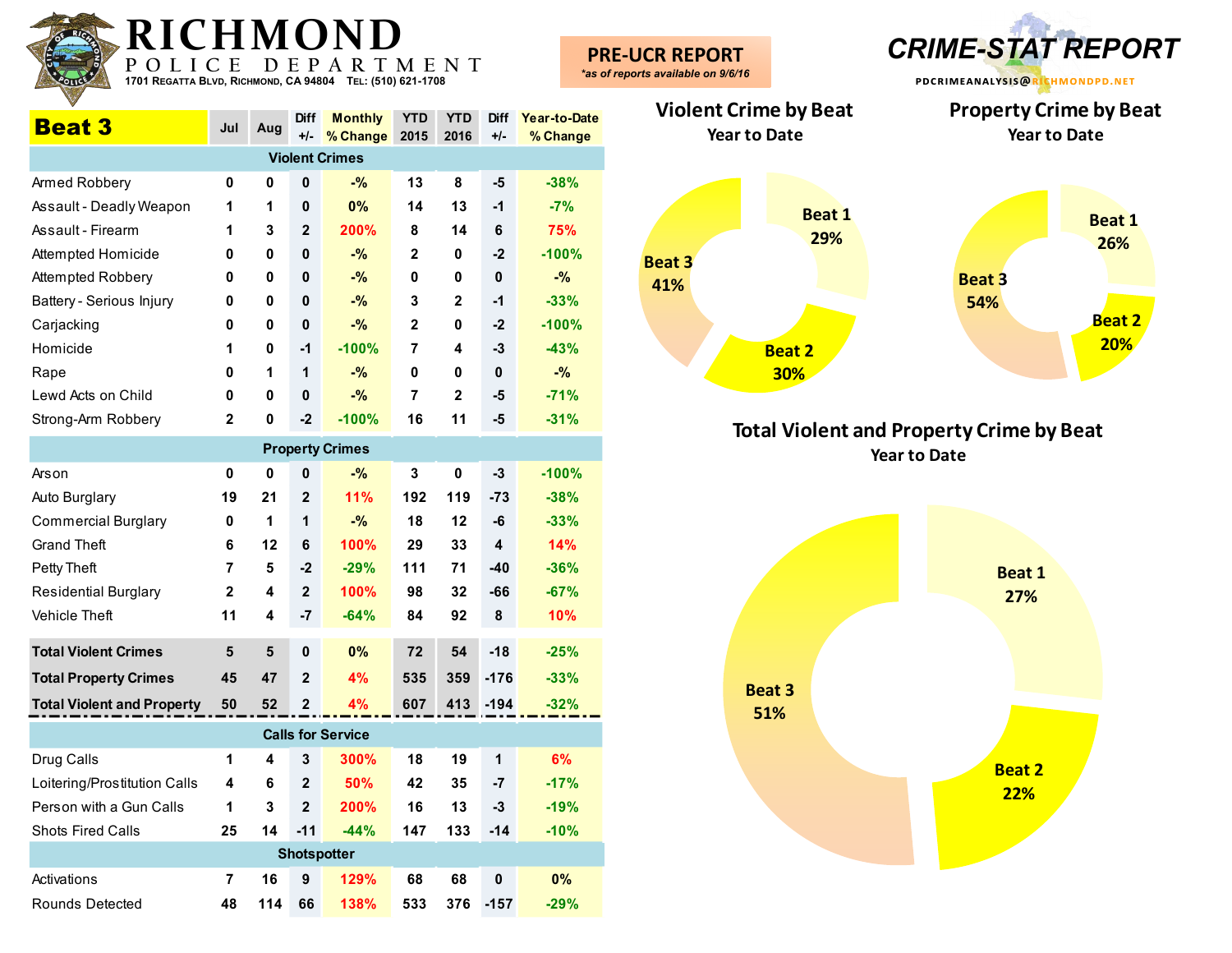# RICHMOND

POLICE DEPARTMENT

1701 Regatta Blvd, Richmond, CA 94804 Tel: (510) 621-1708

**PRE-UCR REPORT**

*as of reports available on 9/6/16*

## CRIME-STAT REPORT

PDCRIMEANALYSIS@RICHMONDPD.NET

| Beat 3 | Jul | Aug | Diff +/- | Monthly % Change | YTD 2015 | YTD 2016 | Diff +/- | Year-to-Date % Change |
|---|---|---|---|---|---|---|---|---|
| **Violent Crimes** | | | | | | | | |
| Armed Robbery | 0 | 0 | 0 | -% | 13 | 8 | -5 | -38% |
| Assault - Deadly Weapon | 1 | 1 | 0 | 0% | 14 | 13 | -1 | -7% |
| Assault - Firearm | 1 | 3 | 2 | 200% | 8 | 14 | 6 | 75% |
| Attempted Homicide | 0 | 0 | 0 | -% | 2 | 0 | -2 | -100% |
| Attempted Robbery | 0 | 0 | 0 | -% | 0 | 0 | 0 | -% |
| Battery - Serious Injury | 0 | 0 | 0 | -% | 3 | 2 | -1 | -33% |
| Carjacking | 0 | 0 | 0 | -% | 2 | 0 | -2 | -100% |
| Homicide | 1 | 0 | -1 | -100% | 7 | 4 | -3 | -43% |
| Rape | 0 | 1 | 1 | -% | 0 | 0 | 0 | -% |
| Lewd Acts on Child | 0 | 0 | 0 | -% | 7 | 2 | -5 | -71% |
| Strong-Arm Robbery | 2 | 0 | -2 | -100% | 16 | 11 | -5 | -31% |
| **Property Crimes** | | | | | | | | |
| Arson | 0 | 0 | 0 | -% | 3 | 0 | -3 | -100% |
| Auto Burglary | 19 | 21 | 2 | 11% | 192 | 119 | -73 | -38% |
| Commercial Burglary | 0 | 1 | 1 | -% | 18 | 12 | -6 | -33% |
| Grand Theft | 6 | 12 | 6 | 100% | 29 | 33 | 4 | 14% |
| Petty Theft | 7 | 5 | -2 | -29% | 111 | 71 | -40 | -36% |
| Residential Burglary | 2 | 4 | 2 | 100% | 98 | 32 | -66 | -67% |
| Vehicle Theft | 11 | 4 | -7 | -64% | 84 | 92 | 8 | 10% |
| **Total Violent Crimes** | 5 | 5 | 0 | 0% | 72 | 54 | -18 | -25% |
| **Total Property Crimes** | 45 | 47 | 2 | 4% | 535 | 359 | -176 | -33% |
| **Total Violent and Property** | 50 | 52 | 2 | 4% | 607 | 413 | -194 | -32% |
| **Calls for Service** | | | | | | | | |
| Drug Calls | 1 | 4 | 3 | 300% | 18 | 19 | 1 | 6% |
| Loitering/Prostitution Calls | 4 | 6 | 2 | 50% | 42 | 35 | -7 | -17% |
| Person with a Gun Calls | 1 | 3 | 2 | 200% | 16 | 13 | -3 | -19% |
| Shots Fired Calls | 25 | 14 | -11 | -44% | 147 | 133 | -14 | -10% |
| **Shotspotter** | | | | | | | | |
| Activations | 7 | 16 | 9 | 129% | 68 | 68 | 0 | 0% |
| Rounds Detected | 48 | 114 | 66 | 138% | 533 | 376 | -157 | -29% |

### Violent Crime by Beat
Year to Date

Beat 1 29%, Beat 2 30%, Beat 3 41%

### Property Crime by Beat
Year to Date

Beat 1 26%, Beat 2 20%, Beat 3 54%

### Total Violent and Property Crime by Beat
Year to Date

Beat 1 27%, Beat 2 22%, Beat 3 51%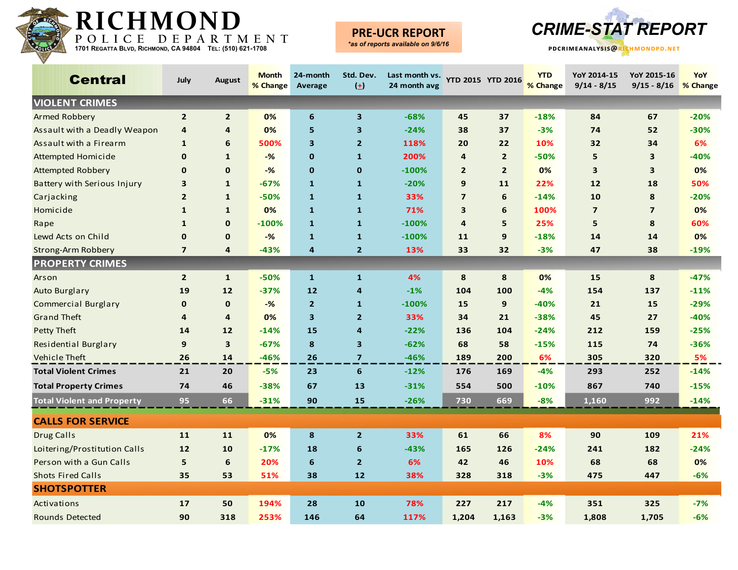# RICHMOND
## POLICE DEPARTMENT
1701 Regatta Blvd, Richmond, CA 94804 Tel: (510) 621-1708

**PRE-UCR REPORT**
*as of reports available on 9/6/16*

**CRIME-STAT REPORT**
PDCRIMEANALYSIS@RICHMONDPD.NET

| Central | July | August | Month % Change | 24-month Average | Std. Dev. (+) | Last month vs. 24 month avg | YTD 2015 | YTD 2016 | YTD % Change | YoY 2014-15 9/14 - 8/15 | YoY 2015-16 9/15 - 8/16 | YoY % Change |
|---|---|---|---|---|---|---|---|---|---|---|---|---|
| **VIOLENT CRIMES** | | | | | | | | | | | | |
| Armed Robbery | 2 | 2 | 0% | 6 | 3 | -68% | 45 | 37 | -18% | 84 | 67 | -20% |
| Assault with a Deadly Weapon | 4 | 4 | 0% | 5 | 3 | -24% | 38 | 37 | -3% | 74 | 52 | -30% |
| Assault with a Firearm | 1 | 6 | 500% | 3 | 2 | 118% | 20 | 22 | 10% | 32 | 34 | 6% |
| Attempted Homicide | 0 | 1 | -% | 0 | 1 | 200% | 4 | 2 | -50% | 5 | 3 | -40% |
| Attempted Robbery | 0 | 0 | -% | 0 | 0 | -100% | 2 | 2 | 0% | 3 | 3 | 0% |
| Battery with Serious Injury | 3 | 1 | -67% | 1 | 1 | -20% | 9 | 11 | 22% | 12 | 18 | 50% |
| Carjacking | 2 | 1 | -50% | 1 | 1 | 33% | 7 | 6 | -14% | 10 | 8 | -20% |
| Homicide | 1 | 1 | 0% | 1 | 1 | 71% | 3 | 6 | 100% | 7 | 7 | 0% |
| Rape | 1 | 0 | -100% | 1 | 1 | -100% | 4 | 5 | 25% | 5 | 8 | 60% |
| Lewd Acts on Child | 0 | 0 | -% | 1 | 1 | -100% | 11 | 9 | -18% | 14 | 14 | 0% |
| Strong-Arm Robbery | 7 | 4 | -43% | 4 | 2 | 13% | 33 | 32 | -3% | 47 | 38 | -19% |
| **PROPERTY CRIMES** | | | | | | | | | | | | |
| Arson | 2 | 1 | -50% | 1 | 1 | 4% | 8 | 8 | 0% | 15 | 8 | -47% |
| Auto Burglary | 19 | 12 | -37% | 12 | 4 | -1% | 104 | 100 | -4% | 154 | 137 | -11% |
| Commercial Burglary | 0 | 0 | -% | 2 | 1 | -100% | 15 | 9 | -40% | 21 | 15 | -29% |
| Grand Theft | 4 | 4 | 0% | 3 | 2 | 33% | 34 | 21 | -38% | 45 | 27 | -40% |
| Petty Theft | 14 | 12 | -14% | 15 | 4 | -22% | 136 | 104 | -24% | 212 | 159 | -25% |
| Residential Burglary | 9 | 3 | -67% | 8 | 3 | -62% | 68 | 58 | -15% | 115 | 74 | -36% |
| Vehicle Theft | 26 | 14 | -46% | 26 | 7 | -46% | 189 | 200 | 6% | 305 | 320 | 5% |
| **Total Violent Crimes** | 21 | 20 | -5% | 23 | 6 | -12% | 176 | 169 | -4% | 293 | 252 | -14% |
| **Total Property Crimes** | 74 | 46 | -38% | 67 | 13 | -31% | 554 | 500 | -10% | 867 | 740 | -15% |
| **Total Violent and Property** | 95 | 66 | -31% | 90 | 15 | -26% | 730 | 669 | -8% | 1,160 | 992 | -14% |
| **CALLS FOR SERVICE** | | | | | | | | | | | | |
| Drug Calls | 11 | 11 | 0% | 8 | 2 | 33% | 61 | 66 | 8% | 90 | 109 | 21% |
| Loitering/Prostitution Calls | 12 | 10 | -17% | 18 | 6 | -43% | 165 | 126 | -24% | 241 | 182 | -24% |
| Person with a Gun Calls | 5 | 6 | 20% | 6 | 2 | 6% | 42 | 46 | 10% | 68 | 68 | 0% |
| Shots Fired Calls | 35 | 53 | 51% | 38 | 12 | 38% | 328 | 318 | -3% | 475 | 447 | -6% |
| **SHOTSPOTTER** | | | | | | | | | | | | |
| Activations | 17 | 50 | 194% | 28 | 10 | 78% | 227 | 217 | -4% | 351 | 325 | -7% |
| Rounds Detected | 90 | 318 | 253% | 146 | 64 | 117% | 1,204 | 1,163 | -3% | 1,808 | 1,705 | -6% |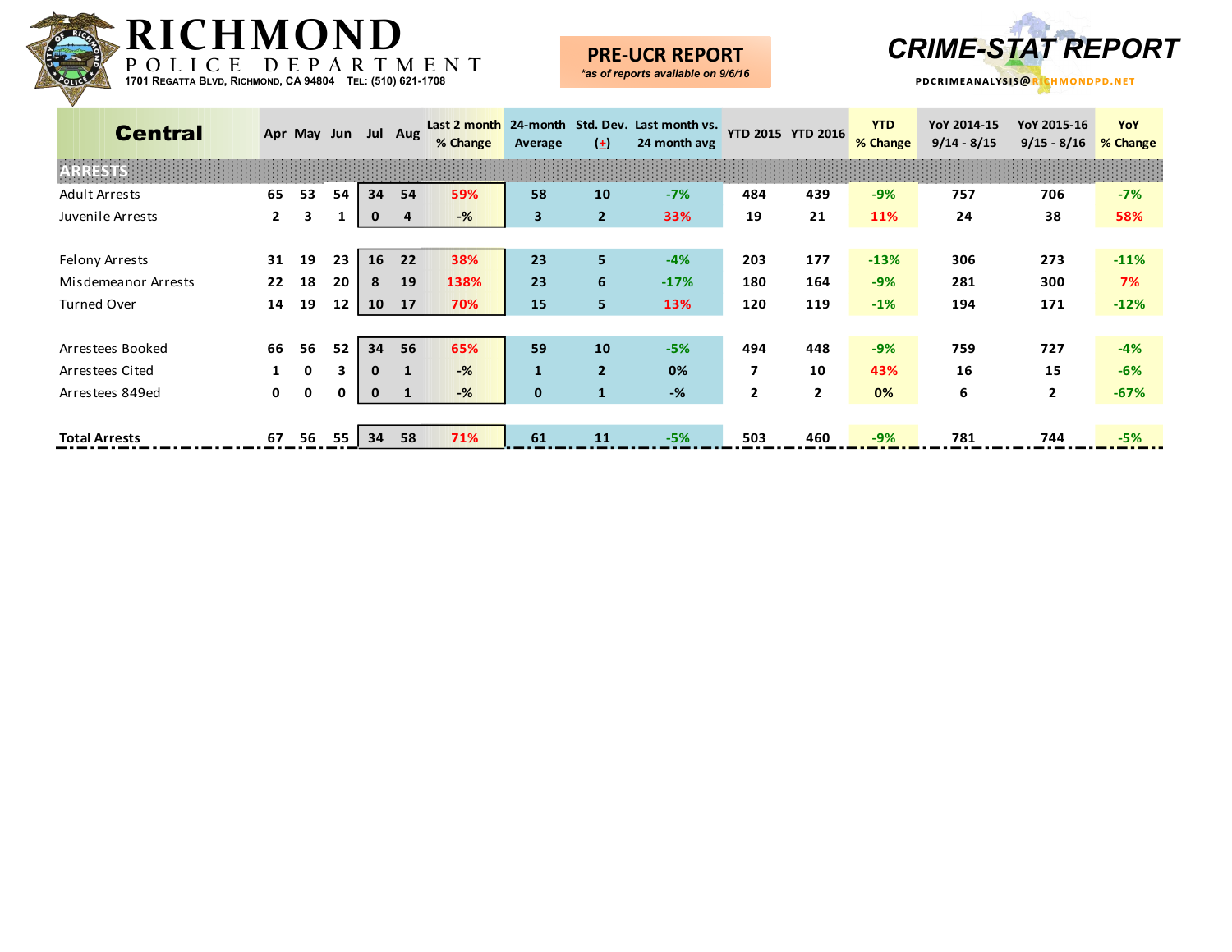# RICHMOND POLICE DEPARTMENT

1701 Regatta Blvd, Richmond, CA 94804 Tel: (510) 621-1708

**PRE-UCR REPORT**
*\*as of reports available on 9/6/16*

**CRIME-STAT REPORT**
PDCRIMEANALYSIS@RICHMONDPD.NET

| Central | Apr | May | Jun | Jul | Aug | Last 2 month % Change | 24-month Average | Std. Dev. (±) | Last month vs. 24 month avg | YTD 2015 | YTD 2016 | YTD % Change | YoY 2014-15 9/14 - 8/15 | YoY 2015-16 9/15 - 8/16 | YoY % Change |
|---|---|---|---|---|---|---|---|---|---|---|---|---|---|---|---|
| **ARRESTS** | | | | | | | | | | | | | | | |
| Adult Arrests | 65 | 53 | 54 | 34 | 54 | 59% | 58 | 10 | -7% | 484 | 439 | -9% | 757 | 706 | -7% |
| Juvenile Arrests | 2 | 3 | 1 | 0 | 4 | -% | 3 | 2 | 33% | 19 | 21 | 11% | 24 | 38 | 58% |
| Felony Arrests | 31 | 19 | 23 | 16 | 22 | 38% | 23 | 5 | -4% | 203 | 177 | -13% | 306 | 273 | -11% |
| Misdemeanor Arrests | 22 | 18 | 20 | 8 | 19 | 138% | 23 | 6 | -17% | 180 | 164 | -9% | 281 | 300 | 7% |
| Turned Over | 14 | 19 | 12 | 10 | 17 | 70% | 15 | 5 | 13% | 120 | 119 | -1% | 194 | 171 | -12% |
| Arrestees Booked | 66 | 56 | 52 | 34 | 56 | 65% | 59 | 10 | -5% | 494 | 448 | -9% | 759 | 727 | -4% |
| Arrestees Cited | 1 | 0 | 3 | 0 | 1 | -% | 1 | 2 | 0% | 7 | 10 | 43% | 16 | 15 | -6% |
| Arrestees 849ed | 0 | 0 | 0 | 0 | 1 | -% | 0 | 1 | -% | 2 | 2 | 0% | 6 | 2 | -67% |
| **Total Arrests** | 67 | 56 | 55 | 34 | 58 | 71% | 61 | 11 | -5% | 503 | 460 | -9% | 781 | 744 | -5% |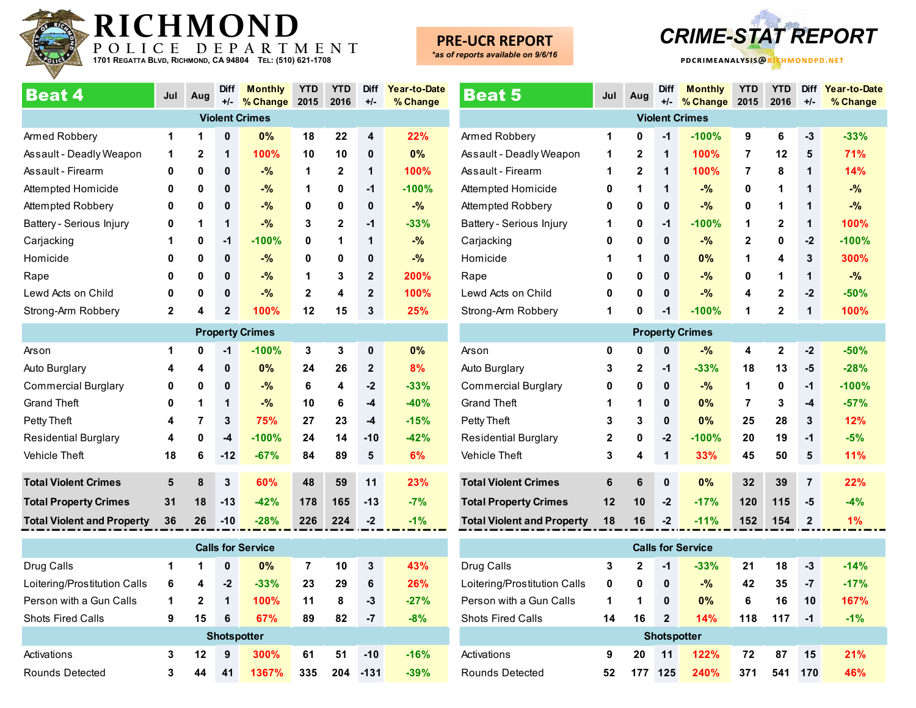# RICHMOND POLICE DEPARTMENT

1701 Regatta Blvd, Richmond, CA 94804 Tel: (510) 621-1708

**PRE-UCR REPORT**
*\*as of reports available on 9/6/16*

**CRIME-STAT REPORT**

PDCRIMEANALYSIS@RICHMONDPD.NET

## Beat 4

| Beat 4 | Jul | Aug | Diff +/- | Monthly % Change | YTD 2015 | YTD 2016 | Diff +/- | Year-to-Date % Change |
|---|---|---|---|---|---|---|---|---|
| **Violent Crimes** | | | | | | | | |
| Armed Robbery | 1 | 1 | 0 | 0% | 18 | 22 | 4 | 22% |
| Assault - Deadly Weapon | 1 | 2 | 1 | 100% | 10 | 10 | 0 | 0% |
| Assault - Firearm | 0 | 0 | 0 | -% | 1 | 2 | 1 | 100% |
| Attempted Homicide | 0 | 0 | 0 | -% | 1 | 0 | -1 | -100% |
| Attempted Robbery | 0 | 0 | 0 | -% | 0 | 0 | 0 | -% |
| Battery - Serious Injury | 0 | 1 | 1 | -% | 3 | 2 | -1 | -33% |
| Carjacking | 1 | 0 | -1 | -100% | 0 | 1 | 1 | -% |
| Homicide | 0 | 0 | 0 | -% | 0 | 0 | 0 | -% |
| Rape | 0 | 0 | 0 | -% | 1 | 3 | 2 | 200% |
| Lewd Acts on Child | 0 | 0 | 0 | -% | 2 | 4 | 2 | 100% |
| Strong-Arm Robbery | 2 | 4 | 2 | 100% | 12 | 15 | 3 | 25% |
| **Property Crimes** | | | | | | | | |
| Arson | 1 | 0 | -1 | -100% | 3 | 3 | 0 | 0% |
| Auto Burglary | 4 | 4 | 0 | 0% | 24 | 26 | 2 | 8% |
| Commercial Burglary | 0 | 0 | 0 | -% | 6 | 4 | -2 | -33% |
| Grand Theft | 0 | 1 | 1 | -% | 10 | 6 | -4 | -40% |
| Petty Theft | 4 | 7 | 3 | 75% | 27 | 23 | -4 | -15% |
| Residential Burglary | 4 | 0 | -4 | -100% | 24 | 14 | -10 | -42% |
| Vehicle Theft | 18 | 6 | -12 | -67% | 84 | 89 | 5 | 6% |
| **Total Violent Crimes** | 5 | 8 | 3 | 60% | 48 | 59 | 11 | 23% |
| **Total Property Crimes** | 31 | 18 | -13 | -42% | 178 | 165 | -13 | -7% |
| **Total Violent and Property** | 36 | 26 | -10 | -28% | 226 | 224 | -2 | -1% |
| **Calls for Service** | | | | | | | | |
| Drug Calls | 1 | 1 | 0 | 0% | 7 | 10 | 3 | 43% |
| Loitering/Prostitution Calls | 6 | 4 | -2 | -33% | 23 | 29 | 6 | 26% |
| Person with a Gun Calls | 1 | 2 | 1 | 100% | 11 | 8 | -3 | -27% |
| Shots Fired Calls | 9 | 15 | 6 | 67% | 89 | 82 | -7 | -8% |
| **Shotspotter** | | | | | | | | |
| Activations | 3 | 12 | 9 | 300% | 61 | 51 | -10 | -16% |
| Rounds Detected | 3 | 44 | 41 | 1367% | 335 | 204 | -131 | -39% |

## Beat 5

| Beat 5 | Jul | Aug | Diff +/- | Monthly % Change | YTD 2015 | YTD 2016 | Diff +/- | Year-to-Date % Change |
|---|---|---|---|---|---|---|---|---|
| **Violent Crimes** | | | | | | | | |
| Armed Robbery | 1 | 0 | -1 | -100% | 9 | 6 | -3 | -33% |
| Assault - Deadly Weapon | 1 | 2 | 1 | 100% | 7 | 12 | 5 | 71% |
| Assault - Firearm | 1 | 2 | 1 | 100% | 7 | 8 | 1 | 14% |
| Attempted Homicide | 0 | 1 | 1 | -% | 0 | 1 | 1 | -% |
| Attempted Robbery | 0 | 0 | 0 | -% | 0 | 1 | 1 | -% |
| Battery - Serious Injury | 1 | 0 | -1 | -100% | 1 | 2 | 1 | 100% |
| Carjacking | 0 | 0 | 0 | -% | 2 | 0 | -2 | -100% |
| Homicide | 1 | 1 | 0 | 0% | 1 | 4 | 3 | 300% |
| Rape | 0 | 0 | 0 | -% | 0 | 1 | 1 | -% |
| Lewd Acts on Child | 0 | 0 | 0 | -% | 4 | 2 | -2 | -50% |
| Strong-Arm Robbery | 1 | 0 | -1 | -100% | 1 | 2 | 1 | 100% |
| **Property Crimes** | | | | | | | | |
| Arson | 0 | 0 | 0 | -% | 4 | 2 | -2 | -50% |
| Auto Burglary | 3 | 2 | -1 | -33% | 18 | 13 | -5 | -28% |
| Commercial Burglary | 0 | 0 | 0 | -% | 1 | 0 | -1 | -100% |
| Grand Theft | 1 | 1 | 0 | 0% | 7 | 3 | -4 | -57% |
| Petty Theft | 3 | 3 | 0 | 0% | 25 | 28 | 3 | 12% |
| Residential Burglary | 2 | 0 | -2 | -100% | 20 | 19 | -1 | -5% |
| Vehicle Theft | 3 | 4 | 1 | 33% | 45 | 50 | 5 | 11% |
| **Total Violent Crimes** | 6 | 6 | 0 | 0% | 32 | 39 | 7 | 22% |
| **Total Property Crimes** | 12 | 10 | -2 | -17% | 120 | 115 | -5 | -4% |
| **Total Violent and Property** | 18 | 16 | -2 | -11% | 152 | 154 | 2 | 1% |
| **Calls for Service** | | | | | | | | |
| Drug Calls | 3 | 2 | -1 | -33% | 21 | 18 | -3 | -14% |
| Loitering/Prostitution Calls | 0 | 0 | 0 | -% | 42 | 35 | -7 | -17% |
| Person with a Gun Calls | 1 | 1 | 0 | 0% | 6 | 16 | 10 | 167% |
| Shots Fired Calls | 14 | 16 | 2 | 14% | 118 | 117 | -1 | -1% |
| **Shotspotter** | | | | | | | | |
| Activations | 9 | 20 | 11 | 122% | 72 | 87 | 15 | 21% |
| Rounds Detected | 52 | 177 | 125 | 240% | 371 | 541 | 170 | 46% |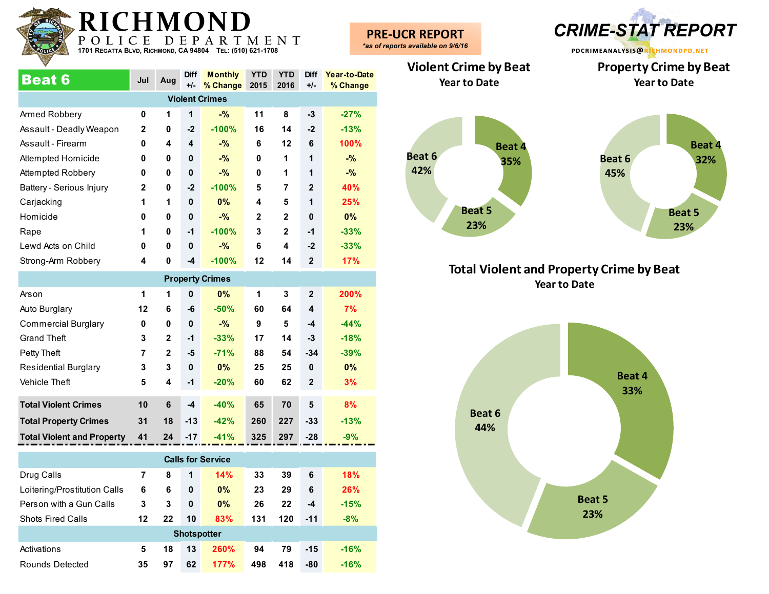# RICHMOND POLICE DEPARTMENT

1701 Regatta Blvd, Richmond, CA 94804 Tel: (510) 621-1708

**PRE-UCR REPORT**
*\*as of reports available on 9/6/16*

## CRIME-STAT REPORT

PDCRIMEANALYSIS@RICHMONDPD.NET

| Beat 6 | Jul | Aug | Diff +/- | Monthly % Change | YTD 2015 | YTD 2016 | Diff +/- | Year-to-Date % Change |
|---|---|---|---|---|---|---|---|---|
| **Violent Crimes** | | | | | | | | |
| Armed Robbery | 0 | 1 | 1 | -% | 11 | 8 | -3 | -27% |
| Assault - Deadly Weapon | 2 | 0 | -2 | -100% | 16 | 14 | -2 | -13% |
| Assault - Firearm | 0 | 4 | 4 | -% | 6 | 12 | 6 | 100% |
| Attempted Homicide | 0 | 0 | 0 | -% | 0 | 1 | 1 | -% |
| Attempted Robbery | 0 | 0 | 0 | -% | 0 | 1 | 1 | -% |
| Battery - Serious Injury | 2 | 0 | -2 | -100% | 5 | 7 | 2 | 40% |
| Carjacking | 1 | 1 | 0 | 0% | 4 | 5 | 1 | 25% |
| Homicide | 0 | 0 | 0 | -% | 2 | 2 | 0 | 0% |
| Rape | 1 | 0 | -1 | -100% | 3 | 2 | -1 | -33% |
| Lewd Acts on Child | 0 | 0 | 0 | -% | 6 | 4 | -2 | -33% |
| Strong-Arm Robbery | 4 | 0 | -4 | -100% | 12 | 14 | 2 | 17% |
| **Property Crimes** | | | | | | | | |
| Arson | 1 | 1 | 0 | 0% | 1 | 3 | 2 | 200% |
| Auto Burglary | 12 | 6 | -6 | -50% | 60 | 64 | 4 | 7% |
| Commercial Burglary | 0 | 0 | 0 | -% | 9 | 5 | -4 | -44% |
| Grand Theft | 3 | 2 | -1 | -33% | 17 | 14 | -3 | -18% |
| Petty Theft | 7 | 2 | -5 | -71% | 88 | 54 | -34 | -39% |
| Residential Burglary | 3 | 3 | 0 | 0% | 25 | 25 | 0 | 0% |
| Vehicle Theft | 5 | 4 | -1 | -20% | 60 | 62 | 2 | 3% |
| **Total Violent Crimes** | 10 | 6 | -4 | -40% | 65 | 70 | 5 | 8% |
| **Total Property Crimes** | 31 | 18 | -13 | -42% | 260 | 227 | -33 | -13% |
| **Total Violent and Property** | 41 | 24 | -17 | -41% | 325 | 297 | -28 | -9% |
| **Calls for Service** | | | | | | | | |
| Drug Calls | 7 | 8 | 1 | 14% | 33 | 39 | 6 | 18% |
| Loitering/Prostitution Calls | 6 | 6 | 0 | 0% | 23 | 29 | 6 | 26% |
| Person with a Gun Calls | 3 | 3 | 0 | 0% | 26 | 22 | -4 | -15% |
| Shots Fired Calls | 12 | 22 | 10 | 83% | 131 | 120 | -11 | -8% |
| **Shotspotter** | | | | | | | | |
| Activations | 5 | 18 | 13 | 260% | 94 | 79 | -15 | -16% |
| Rounds Detected | 35 | 97 | 62 | 177% | 498 | 418 | -80 | -16% |

### Violent Crime by Beat
Year to Date

- Beat 4: 35%
- Beat 5: 23%
- Beat 6: 42%

### Property Crime by Beat
Year to Date

- Beat 4: 32%
- Beat 5: 23%
- Beat 6: 45%

### Total Violent and Property Crime by Beat
Year to Date

- Beat 4: 33%
- Beat 5: 23%
- Beat 6: 44%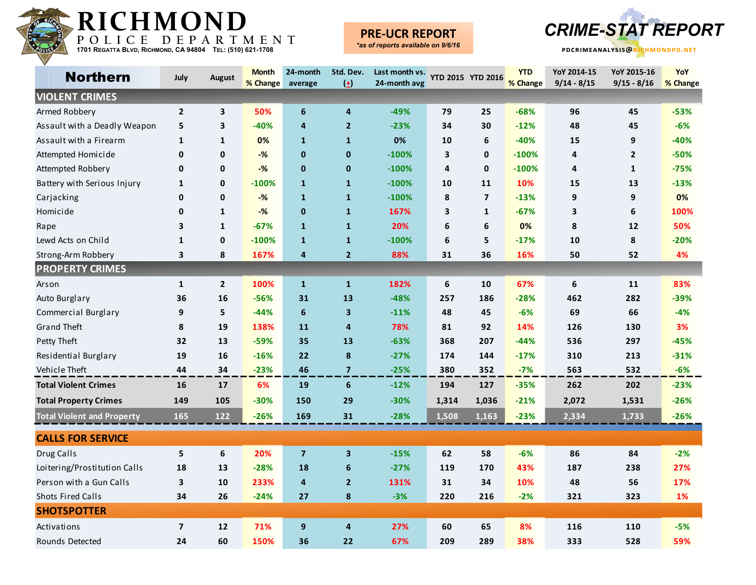# RICHMOND POLICE DEPARTMENT

1701 Regatta Blvd, Richmond, CA 94804 Tel: (510) 621-1708

**PRE-UCR REPORT**
*\*as of reports available on 9/6/16*

**CRIME-STAT REPORT**

PDCRIMEANALYSIS@RICHMONDPD.NET

| Northern | July | August | Month % Change | 24-month average | Std. Dev. (+) | Last month vs. 24-month avg | YTD 2015 | YTD 2016 | YTD % Change | YoY 2014-15 9/14 - 8/15 | YoY 2015-16 9/15 - 8/16 | YoY % Change |
|---|---|---|---|---|---|---|---|---|---|---|---|---|
| **VIOLENT CRIMES** | | | | | | | | | | | | |
| Armed Robbery | 2 | 3 | 50% | 6 | 4 | -49% | 79 | 25 | -68% | 96 | 45 | -53% |
| Assault with a Deadly Weapon | 5 | 3 | -40% | 4 | 2 | -23% | 34 | 30 | -12% | 48 | 45 | -6% |
| Assault with a Firearm | 1 | 1 | 0% | 1 | 1 | 0% | 10 | 6 | -40% | 15 | 9 | -40% |
| Attempted Homicide | 0 | 0 | -% | 0 | 0 | -100% | 3 | 0 | -100% | 4 | 2 | -50% |
| Attempted Robbery | 0 | 0 | -% | 0 | 0 | -100% | 4 | 0 | -100% | 4 | 1 | -75% |
| Battery with Serious Injury | 1 | 0 | -100% | 1 | 1 | -100% | 10 | 11 | 10% | 15 | 13 | -13% |
| Carjacking | 0 | 0 | -% | 1 | 1 | -100% | 8 | 7 | -13% | 9 | 9 | 0% |
| Homicide | 0 | 1 | -% | 0 | 1 | 167% | 3 | 1 | -67% | 3 | 6 | 100% |
| Rape | 3 | 1 | -67% | 1 | 1 | 20% | 6 | 6 | 0% | 8 | 12 | 50% |
| Lewd Acts on Child | 1 | 0 | -100% | 1 | 1 | -100% | 6 | 5 | -17% | 10 | 8 | -20% |
| Strong-Arm Robbery | 3 | 8 | 167% | 4 | 2 | 88% | 31 | 36 | 16% | 50 | 52 | 4% |
| **PROPERTY CRIMES** | | | | | | | | | | | | |
| Arson | 1 | 2 | 100% | 1 | 1 | 182% | 6 | 10 | 67% | 6 | 11 | 83% |
| Auto Burglary | 36 | 16 | -56% | 31 | 13 | -48% | 257 | 186 | -28% | 462 | 282 | -39% |
| Commercial Burglary | 9 | 5 | -44% | 6 | 3 | -11% | 48 | 45 | -6% | 69 | 66 | -4% |
| Grand Theft | 8 | 19 | 138% | 11 | 4 | 78% | 81 | 92 | 14% | 126 | 130 | 3% |
| Petty Theft | 32 | 13 | -59% | 35 | 13 | -63% | 368 | 207 | -44% | 536 | 297 | -45% |
| Residential Burglary | 19 | 16 | -16% | 22 | 8 | -27% | 174 | 144 | -17% | 310 | 213 | -31% |
| Vehicle Theft | 44 | 34 | -23% | 46 | 7 | -25% | 380 | 352 | -7% | 563 | 532 | -6% |
| **Total Violent Crimes** | 16 | 17 | 6% | 19 | 6 | -12% | 194 | 127 | -35% | 262 | 202 | -23% |
| **Total Property Crimes** | 149 | 105 | -30% | 150 | 29 | -30% | 1,314 | 1,036 | -21% | 2,072 | 1,531 | -26% |
| **Total Violent and Property** | 165 | 122 | -26% | 169 | 31 | -28% | 1,508 | 1,163 | -23% | 2,334 | 1,733 | -26% |
| **CALLS FOR SERVICE** | | | | | | | | | | | | |
| Drug Calls | 5 | 6 | 20% | 7 | 3 | -15% | 62 | 58 | -6% | 86 | 84 | -2% |
| Loitering/Prostitution Calls | 18 | 13 | -28% | 18 | 6 | -27% | 119 | 170 | 43% | 187 | 238 | 27% |
| Person with a Gun Calls | 3 | 10 | 233% | 4 | 2 | 131% | 31 | 34 | 10% | 48 | 56 | 17% |
| Shots Fired Calls | 34 | 26 | -24% | 27 | 8 | -3% | 220 | 216 | -2% | 321 | 323 | 1% |
| **SHOTSPOTTER** | | | | | | | | | | | | |
| Activations | 7 | 12 | 71% | 9 | 4 | 27% | 60 | 65 | 8% | 116 | 110 | -5% |
| Rounds Detected | 24 | 60 | 150% | 36 | 22 | 67% | 209 | 289 | 38% | 333 | 528 | 59% |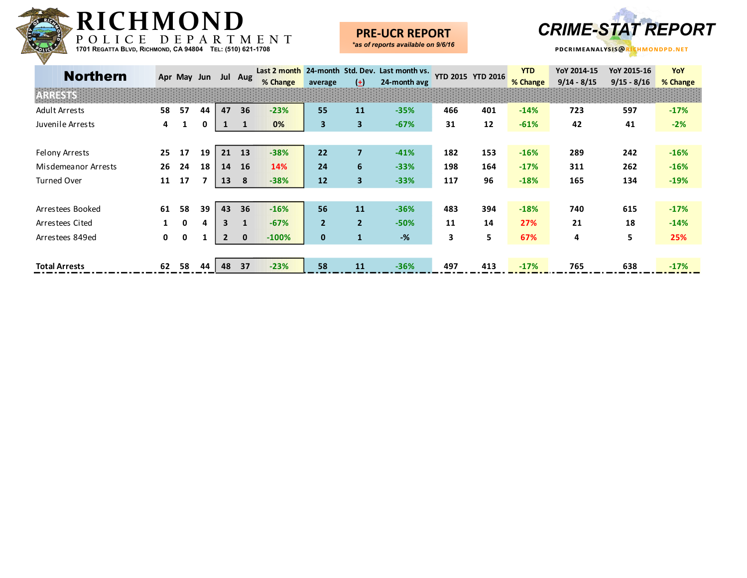# RICHMOND POLICE DEPARTMENT

1701 Regatta Blvd, Richmond, CA 94804 Tel: (510) 621-1708

**PRE-UCR REPORT**
*\*as of reports available on 9/6/16*

**CRIME-STAT REPORT**
PDCRIMEANALYSIS@RICHMONDPD.NET

| Northern | Apr | May | Jun | Jul | Aug | Last 2 month % Change | 24-month average | Std. Dev. (+) | Last month vs. 24-month avg | YTD 2015 | YTD 2016 | YTD % Change | YoY 2014-15 9/14 - 8/15 | YoY 2015-16 9/15 - 8/16 | YoY % Change |
|---|---|---|---|---|---|---|---|---|---|---|---|---|---|---|---|
| **ARRESTS** | | | | | | | | | | | | | | | |
| Adult Arrests | 58 | 57 | 44 | 47 | 36 | -23% | 55 | 11 | -35% | 466 | 401 | -14% | 723 | 597 | -17% |
| Juvenile Arrests | 4 | 1 | 0 | 1 | 1 | 0% | 3 | 3 | -67% | 31 | 12 | -61% | 42 | 41 | -2% |
| | | | | | | | | | | | | | | | |
| Felony Arrests | 25 | 17 | 19 | 21 | 13 | -38% | 22 | 7 | -41% | 182 | 153 | -16% | 289 | 242 | -16% |
| Misdemeanor Arrests | 26 | 24 | 18 | 14 | 16 | 14% | 24 | 6 | -33% | 198 | 164 | -17% | 311 | 262 | -16% |
| Turned Over | 11 | 17 | 7 | 13 | 8 | -38% | 12 | 3 | -33% | 117 | 96 | -18% | 165 | 134 | -19% |
| | | | | | | | | | | | | | | | |
| Arrestees Booked | 61 | 58 | 39 | 43 | 36 | -16% | 56 | 11 | -36% | 483 | 394 | -18% | 740 | 615 | -17% |
| Arrestees Cited | 1 | 0 | 4 | 3 | 1 | -67% | 2 | 2 | -50% | 11 | 14 | 27% | 21 | 18 | -14% |
| Arrestees 849ed | 0 | 0 | 1 | 2 | 0 | -100% | 0 | 1 | -% | 3 | 5 | 67% | 4 | 5 | 25% |
| | | | | | | | | | | | | | | | |
| **Total Arrests** | 62 | 58 | 44 | 48 | 37 | -23% | 58 | 11 | -36% | 497 | 413 | -17% | 765 | 638 | -17% |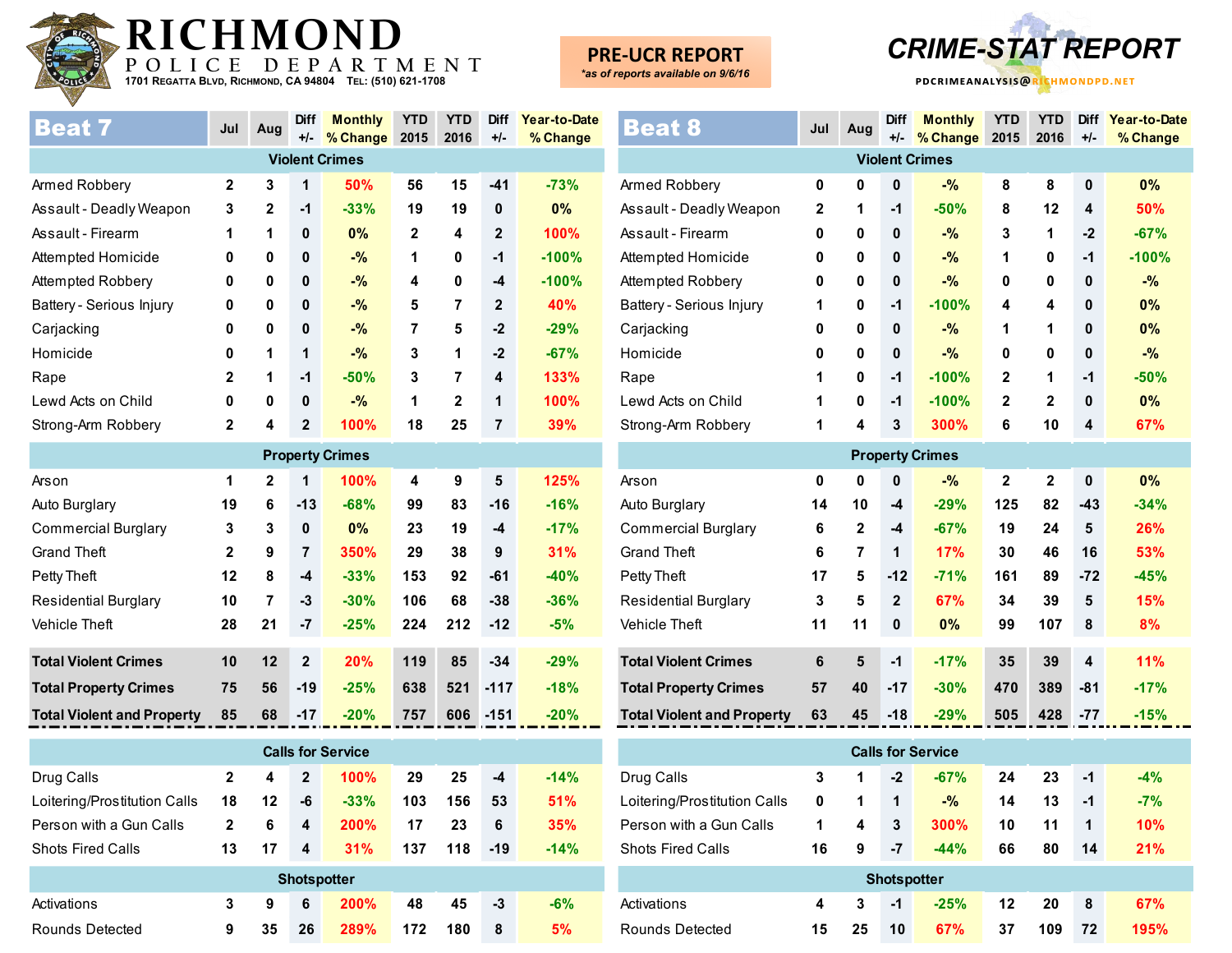# RICHMOND POLICE DEPARTMENT

1701 Regatta Blvd, Richmond, CA 94804 Tel: (510) 621-1708

**PRE-UCR REPORT**
*as of reports available on 9/6/16*

**CRIME-STAT REPORT**
PDCRIMEANALYSIS@RICHMONDPD.NET

## Beat 7

| Beat 7 | Jul | Aug | Diff +/- | Monthly % Change | YTD 2015 | YTD 2016 | Diff +/- | Year-to-Date % Change |
|---|---|---|---|---|---|---|---|---|
| **Violent Crimes** | | | | | | | | |
| Armed Robbery | 2 | 3 | 1 | 50% | 56 | 15 | -41 | -73% |
| Assault - Deadly Weapon | 3 | 2 | -1 | -33% | 19 | 19 | 0 | 0% |
| Assault - Firearm | 1 | 1 | 0 | 0% | 2 | 4 | 2 | 100% |
| Attempted Homicide | 0 | 0 | 0 | -% | 1 | 0 | -1 | -100% |
| Attempted Robbery | 0 | 0 | 0 | -% | 4 | 0 | -4 | -100% |
| Battery - Serious Injury | 0 | 0 | 0 | -% | 5 | 7 | 2 | 40% |
| Carjacking | 0 | 0 | 0 | -% | 7 | 5 | -2 | -29% |
| Homicide | 0 | 1 | 1 | -% | 3 | 1 | -2 | -67% |
| Rape | 2 | 1 | -1 | -50% | 3 | 7 | 4 | 133% |
| Lewd Acts on Child | 0 | 0 | 0 | -% | 1 | 2 | 1 | 100% |
| Strong-Arm Robbery | 2 | 4 | 2 | 100% | 18 | 25 | 7 | 39% |
| **Property Crimes** | | | | | | | | |
| Arson | 1 | 2 | 1 | 100% | 4 | 9 | 5 | 125% |
| Auto Burglary | 19 | 6 | -13 | -68% | 99 | 83 | -16 | -16% |
| Commercial Burglary | 3 | 3 | 0 | 0% | 23 | 19 | -4 | -17% |
| Grand Theft | 2 | 9 | 7 | 350% | 29 | 38 | 9 | 31% |
| Petty Theft | 12 | 8 | -4 | -33% | 153 | 92 | -61 | -40% |
| Residential Burglary | 10 | 7 | -3 | -30% | 106 | 68 | -38 | -36% |
| Vehicle Theft | 28 | 21 | -7 | -25% | 224 | 212 | -12 | -5% |
| **Total Violent Crimes** | 10 | 12 | 2 | 20% | 119 | 85 | -34 | -29% |
| **Total Property Crimes** | 75 | 56 | -19 | -25% | 638 | 521 | -117 | -18% |
| **Total Violent and Property** | 85 | 68 | -17 | -20% | 757 | 606 | -151 | -20% |
| **Calls for Service** | | | | | | | | |
| Drug Calls | 2 | 4 | 2 | 100% | 29 | 25 | -4 | -14% |
| Loitering/Prostitution Calls | 18 | 12 | -6 | -33% | 103 | 156 | 53 | 51% |
| Person with a Gun Calls | 2 | 6 | 4 | 200% | 17 | 23 | 6 | 35% |
| Shots Fired Calls | 13 | 17 | 4 | 31% | 137 | 118 | -19 | -14% |
| **Shotspotter** | | | | | | | | |
| Activations | 3 | 9 | 6 | 200% | 48 | 45 | -3 | -6% |
| Rounds Detected | 9 | 35 | 26 | 289% | 172 | 180 | 8 | 5% |

## Beat 8

| Beat 8 | Jul | Aug | Diff +/- | Monthly % Change | YTD 2015 | YTD 2016 | Diff +/- | Year-to-Date % Change |
|---|---|---|---|---|---|---|---|---|
| **Violent Crimes** | | | | | | | | |
| Armed Robbery | 0 | 0 | 0 | -% | 8 | 8 | 0 | 0% |
| Assault - Deadly Weapon | 2 | 1 | -1 | -50% | 8 | 12 | 4 | 50% |
| Assault - Firearm | 0 | 0 | 0 | -% | 3 | 1 | -2 | -67% |
| Attempted Homicide | 0 | 0 | 0 | -% | 1 | 0 | -1 | -100% |
| Attempted Robbery | 0 | 0 | 0 | -% | 0 | 0 | 0 | -% |
| Battery - Serious Injury | 1 | 0 | -1 | -100% | 4 | 4 | 0 | 0% |
| Carjacking | 0 | 0 | 0 | -% | 1 | 1 | 0 | 0% |
| Homicide | 0 | 0 | 0 | -% | 0 | 0 | 0 | -% |
| Rape | 1 | 0 | -1 | -100% | 2 | 1 | -1 | -50% |
| Lewd Acts on Child | 1 | 0 | -1 | -100% | 2 | 2 | 0 | 0% |
| Strong-Arm Robbery | 1 | 4 | 3 | 300% | 6 | 10 | 4 | 67% |
| **Property Crimes** | | | | | | | | |
| Arson | 0 | 0 | 0 | -% | 2 | 2 | 0 | 0% |
| Auto Burglary | 14 | 10 | -4 | -29% | 125 | 82 | -43 | -34% |
| Commercial Burglary | 6 | 2 | -4 | -67% | 19 | 24 | 5 | 26% |
| Grand Theft | 6 | 7 | 1 | 17% | 30 | 46 | 16 | 53% |
| Petty Theft | 17 | 5 | -12 | -71% | 161 | 89 | -72 | -45% |
| Residential Burglary | 3 | 5 | 2 | 67% | 34 | 39 | 5 | 15% |
| Vehicle Theft | 11 | 11 | 0 | 0% | 99 | 107 | 8 | 8% |
| **Total Violent Crimes** | 6 | 5 | -1 | -17% | 35 | 39 | 4 | 11% |
| **Total Property Crimes** | 57 | 40 | -17 | -30% | 470 | 389 | -81 | -17% |
| **Total Violent and Property** | 63 | 45 | -18 | -29% | 505 | 428 | -77 | -15% |
| **Calls for Service** | | | | | | | | |
| Drug Calls | 3 | 1 | -2 | -67% | 24 | 23 | -1 | -4% |
| Loitering/Prostitution Calls | 0 | 1 | 1 | -% | 14 | 13 | -1 | -7% |
| Person with a Gun Calls | 1 | 4 | 3 | 300% | 10 | 11 | 1 | 10% |
| Shots Fired Calls | 16 | 9 | -7 | -44% | 66 | 80 | 14 | 21% |
| **Shotspotter** | | | | | | | | |
| Activations | 4 | 3 | -1 | -25% | 12 | 20 | 8 | 67% |
| Rounds Detected | 15 | 25 | 10 | 67% | 37 | 109 | 72 | 195% |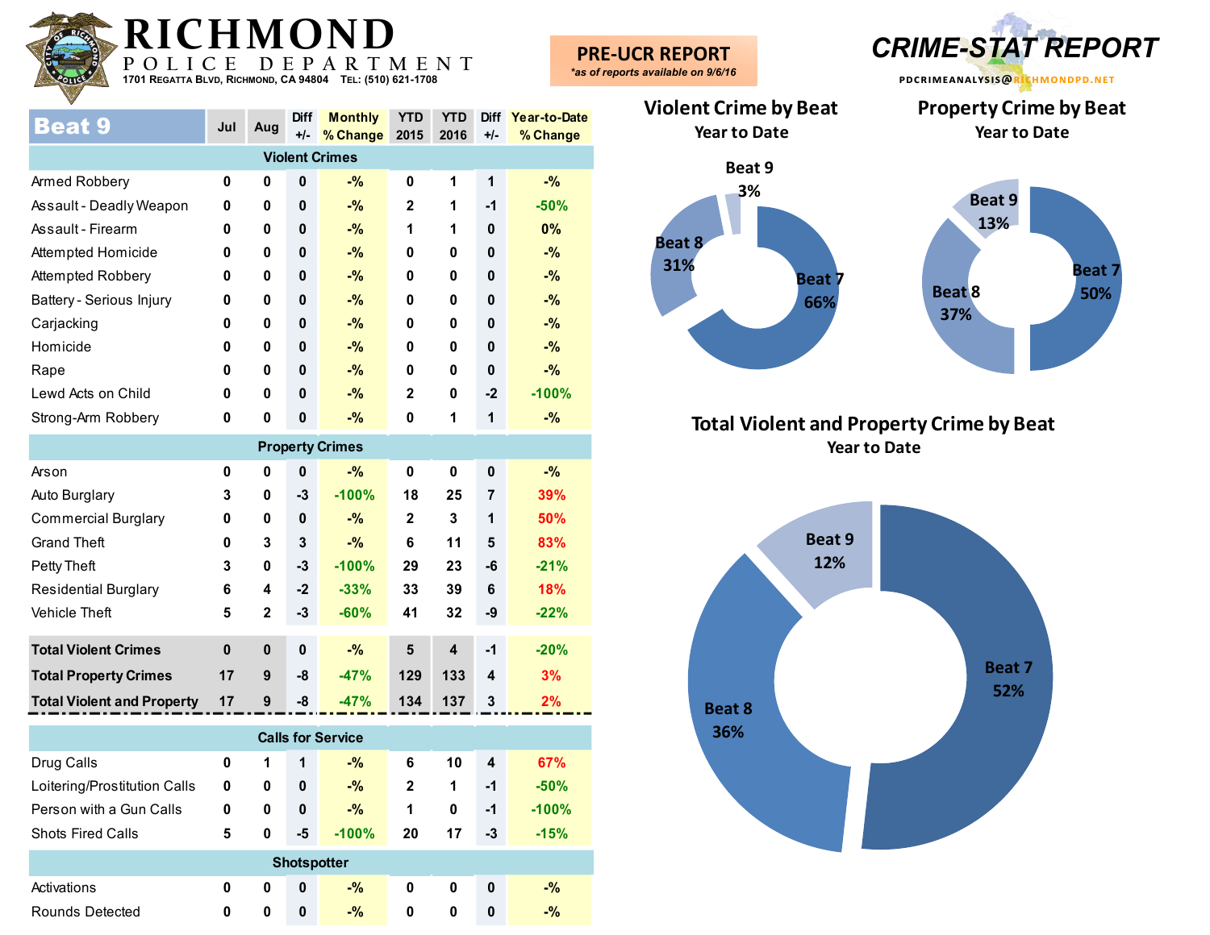# RICHMOND
POLICE DEPARTMENT

1701 Regatta Blvd, Richmond, CA 94804 Tel: (510) 621-1708

**PRE-UCR REPORT**
*as of reports available on 9/6/16

**CRIME-STAT REPORT**
PDCRIMEANALYSIS@RICHMONDPD.NET

| Beat 9 | Jul | Aug | Diff +/- | Monthly % Change | YTD 2015 | YTD 2016 | Diff +/- | Year-to-Date % Change |
|---|---|---|---|---|---|---|---|---|
| **Violent Crimes** | | | | | | | | |
| Armed Robbery | 0 | 0 | 0 | -% | 0 | 1 | 1 | -% |
| Assault - Deadly Weapon | 0 | 0 | 0 | -% | 2 | 1 | -1 | -50% |
| Assault - Firearm | 0 | 0 | 0 | -% | 1 | 1 | 0 | 0% |
| Attempted Homicide | 0 | 0 | 0 | -% | 0 | 0 | 0 | -% |
| Attempted Robbery | 0 | 0 | 0 | -% | 0 | 0 | 0 | -% |
| Battery - Serious Injury | 0 | 0 | 0 | -% | 0 | 0 | 0 | -% |
| Carjacking | 0 | 0 | 0 | -% | 0 | 0 | 0 | -% |
| Homicide | 0 | 0 | 0 | -% | 0 | 0 | 0 | -% |
| Rape | 0 | 0 | 0 | -% | 0 | 0 | 0 | -% |
| Lewd Acts on Child | 0 | 0 | 0 | -% | 2 | 0 | -2 | -100% |
| Strong-Arm Robbery | 0 | 0 | 0 | -% | 0 | 1 | 1 | -% |
| **Property Crimes** | | | | | | | | |
| Arson | 0 | 0 | 0 | -% | 0 | 0 | 0 | -% |
| Auto Burglary | 3 | 0 | -3 | -100% | 18 | 25 | 7 | 39% |
| Commercial Burglary | 0 | 0 | 0 | -% | 2 | 3 | 1 | 50% |
| Grand Theft | 0 | 3 | 3 | -% | 6 | 11 | 5 | 83% |
| Petty Theft | 3 | 0 | -3 | -100% | 29 | 23 | -6 | -21% |
| Residential Burglary | 6 | 4 | -2 | -33% | 33 | 39 | 6 | 18% |
| Vehicle Theft | 5 | 2 | -3 | -60% | 41 | 32 | -9 | -22% |
| **Total Violent Crimes** | 0 | 0 | 0 | -% | 5 | 4 | -1 | -20% |
| **Total Property Crimes** | 17 | 9 | -8 | -47% | 129 | 133 | 4 | 3% |
| **Total Violent and Property** | 17 | 9 | -8 | -47% | 134 | 137 | 3 | 2% |
| **Calls for Service** | | | | | | | | |
| Drug Calls | 0 | 1 | 1 | -% | 6 | 10 | 4 | 67% |
| Loitering/Prostitution Calls | 0 | 0 | 0 | -% | 2 | 1 | -1 | -50% |
| Person with a Gun Calls | 0 | 0 | 0 | -% | 1 | 0 | -1 | -100% |
| Shots Fired Calls | 5 | 0 | -5 | -100% | 20 | 17 | -3 | -15% |
| **Shotspotter** | | | | | | | | |
| Activations | 0 | 0 | 0 | -% | 0 | 0 | 0 | -% |
| Rounds Detected | 0 | 0 | 0 | -% | 0 | 0 | 0 | -% |

**Violent Crime by Beat**
Year to Date

Beat 9
3%
Beat 8
31%
Beat 7
66%

**Property Crime by Beat**
Year to Date

Beat 9
13%
Beat 8
37%
Beat 7
50%

**Total Violent and Property Crime by Beat**
Year to Date

Beat 9
12%
Beat 8
36%
Beat 7
52%